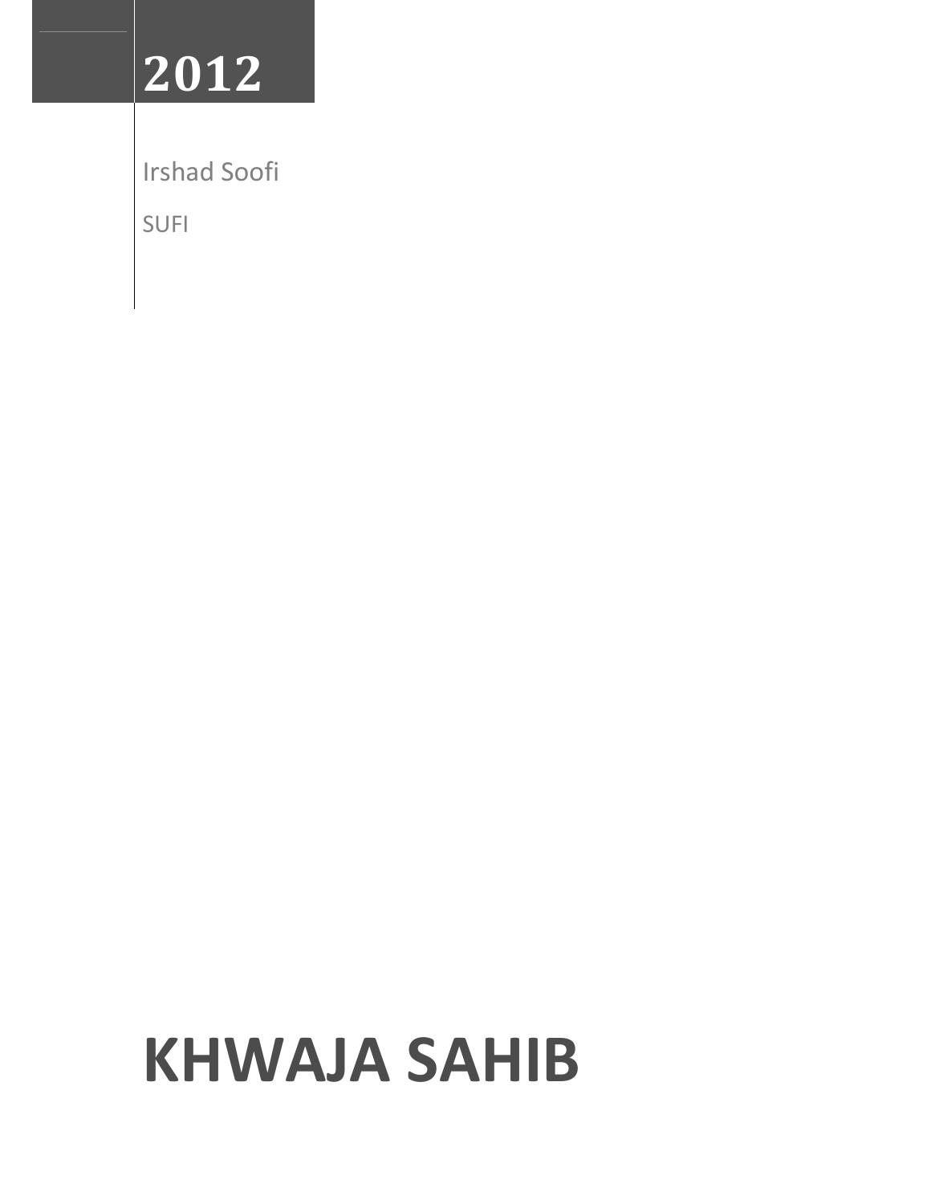2012

Irshad Soofi

SUFI

# KHWAJA SAHIB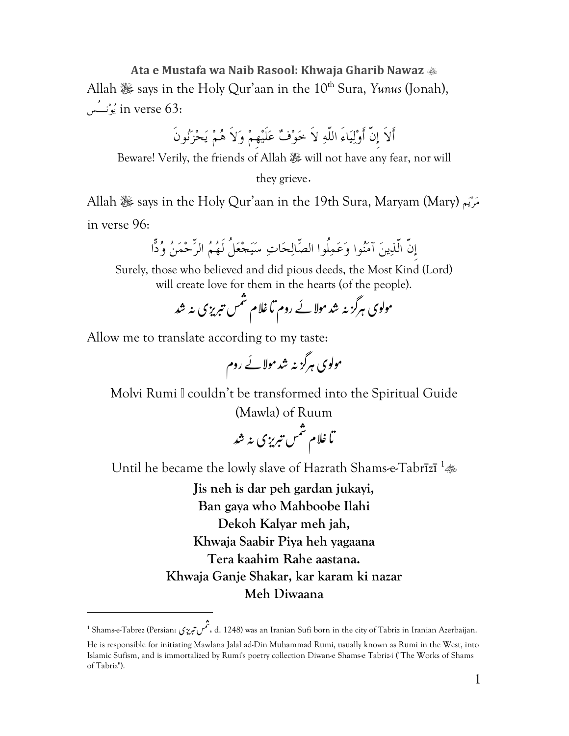**Ata e Mustafa wa Naib Rasool: Khwaja Gharib Nawaz ﵁**

Allah ﷻ says in the Holy Qur'aan in the 10th Sura, *Yunus* (Jonah), يُوْنُـس in verse 63:

أَلاَ إِنَّ أَوْلِيَاءَ اللّهِ لاَ خَوْفٌ عَلَيْهِمْ وَلاَ هُمْ يَحْزَنُونَ

Beware! Verily, the friends of Allah ﷻ will not have any fear, nor will they grieve.

Allah ﷻ says in the Holy Qur'aan in the 19th Sura, Maryam (Mary) مَرْيَم in verse 96:

إِنَّ الَّذِينَ آمَنُوا وَعَمِلُوا الصَّالِحَاتِ سَيَجْعَلُ لَهُمُ الرَّحْمَنُ وُدًّا

Surely, those who believed and did pious deeds, the Most Kind (Lord) will create love for them in the hearts (of the people).

مولوی ہرگز نہ شد مولائے روم تا غلام شمس تبریزی نہ شد

Allow me to translate according to my taste:

مولوی ہرگز نہ شد مولائے روم

Molvi Rumi  couldn't be transformed into the Spiritual Guide (Mawla) of Ruum

تا غلام شمس تبریزی نہ شد

Until he became the lowly slave of Hazrath Shams-e-Tabrīzī [1]﵁

**Jis neh is dar peh gardan jukayi,**
**Ban gaya who Mahboobe Ilahi**
**Dekoh Kalyar meh jah,**
**Khwaja Saabir Piya heh yagaana**
**Tera kaahim Rahe aastana.**
**Khwaja Ganje Shakar, kar karam ki nazar**
**Meh Diwaana**

---

[1] Shams-e-Tabrez (Persian: شمس تبریزی، d. 1248) was an Iranian Sufi born in the city of Tabriz in Iranian Azerbaijan. He is responsible for initiating Mawlana Jalal ad-Din Muhammad Rumi, usually known as Rumi in the West, into Islamic Sufism, and is immortalized by Rumi's poetry collection Diwan-e Shams-e Tabriz-i ("The Works of Shams of Tabriz").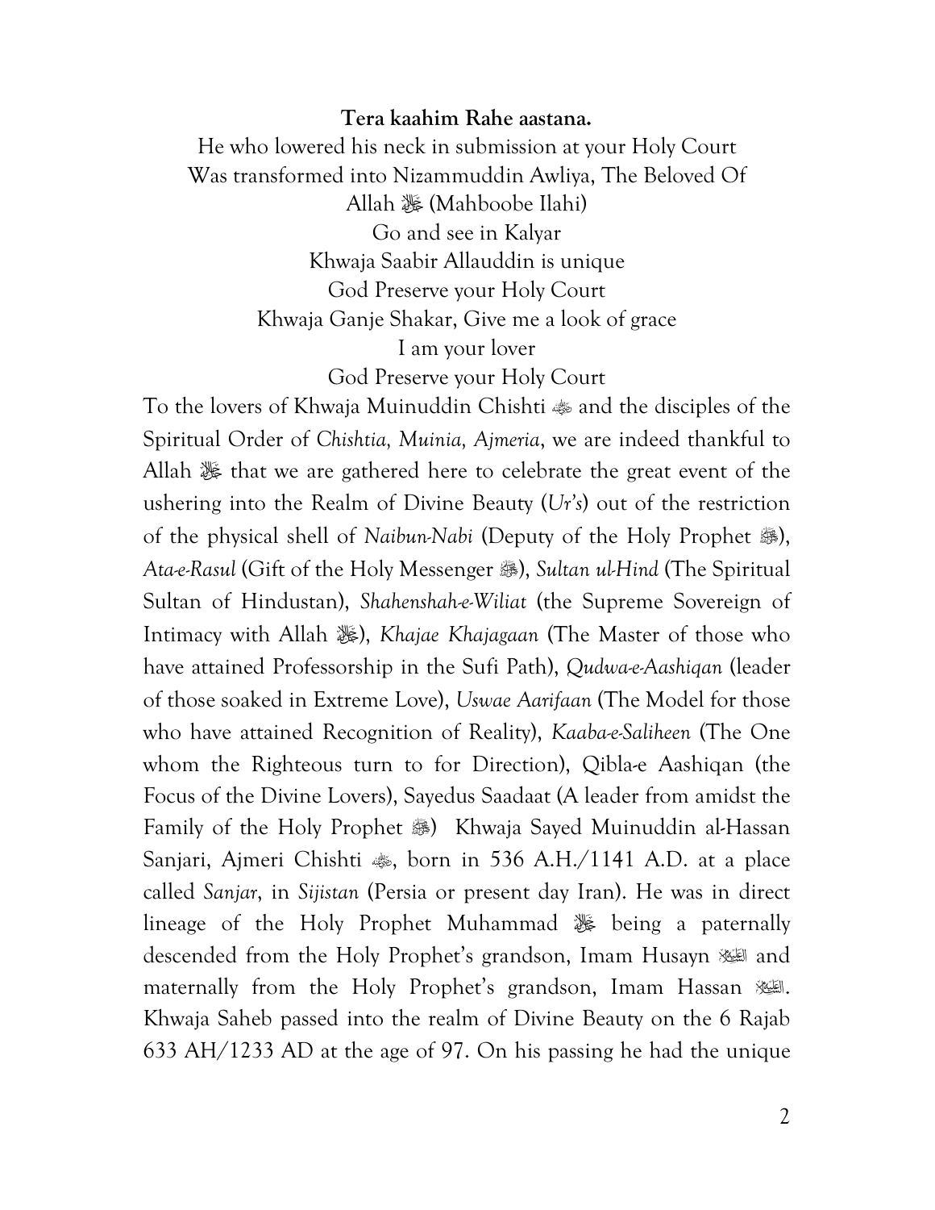**Tera kaahim Rahe aastana.**

He who lowered his neck in submission at your Holy Court
Was transformed into Nizammuddin Awliya, The Beloved Of Allah ﷻ (Mahboobe Ilahi)
Go and see in Kalyar
Khwaja Saabir Allauddin is unique
God Preserve your Holy Court
Khwaja Ganje Shakar, Give me a look of grace
I am your lover
God Preserve your Holy Court

To the lovers of Khwaja Muinuddin Chishti ؓ and the disciples of the Spiritual Order of *Chishtia, Muinia, Ajmeria*, we are indeed thankful to Allah ﷻ that we are gathered here to celebrate the great event of the ushering into the Realm of Divine Beauty (*Ur's*) out of the restriction of the physical shell of *Naibun-Nabi* (Deputy of the Holy Prophet ﷺ), *Ata-e-Rasul* (Gift of the Holy Messenger ﷺ), *Sultan ul-Hind* (The Spiritual Sultan of Hindustan), *Shahenshah-e-Wiliat* (the Supreme Sovereign of Intimacy with Allah ﷻ), *Khajae Khajagaan* (The Master of those who have attained Professorship in the Sufi Path), *Qudwa-e-Aashiqan* (leader of those soaked in Extreme Love), *Uswae Aarifaan* (The Model for those who have attained Recognition of Reality), *Kaaba-e-Saliheen* (The One whom the Righteous turn to for Direction), Qibla-e Aashiqan (the Focus of the Divine Lovers), Sayedus Saadaat (A leader from amidst the Family of the Holy Prophet ﷺ) Khwaja Sayed Muinuddin al-Hassan Sanjari, Ajmeri Chishti ؓ, born in 536 A.H./1141 A.D. at a place called *Sanjar*, in *Sijistan* (Persia or present day Iran). He was in direct lineage of the Holy Prophet Muhammad ﷺ being a paternally descended from the Holy Prophet's grandson, Imam Husayn عليه السلام and maternally from the Holy Prophet's grandson, Imam Hassan عليه السلام. Khwaja Saheb passed into the realm of Divine Beauty on the 6 Rajab 633 AH/1233 AD at the age of 97. On his passing he had the unique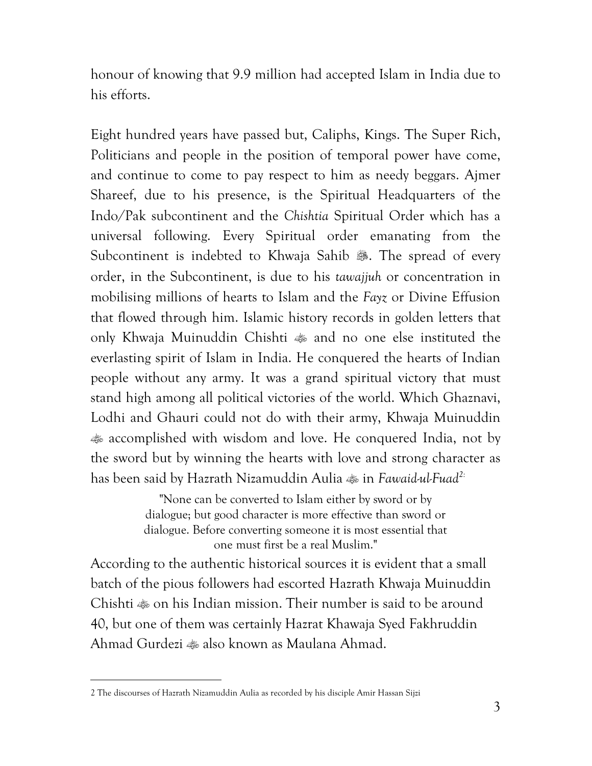honour of knowing that 9.9 million had accepted Islam in India due to his efforts.

Eight hundred years have passed but, Caliphs, Kings. The Super Rich, Politicians and people in the position of temporal power have come, and continue to come to pay respect to him as needy beggars. Ajmer Shareef, due to his presence, is the Spiritual Headquarters of the Indo/Pak subcontinent and the *Chishtia* Spiritual Order which has a universal following. Every Spiritual order emanating from the Subcontinent is indebted to Khwaja Sahib ﷺ. The spread of every order, in the Subcontinent, is due to his *tawajjuh* or concentration in mobilising millions of hearts to Islam and the *Fayz* or Divine Effusion that flowed through him. Islamic history records in golden letters that only Khwaja Muinuddin Chishti ؓ and no one else instituted the everlasting spirit of Islam in India. He conquered the hearts of Indian people without any army. It was a grand spiritual victory that must stand high among all political victories of the world. Which Ghaznavi, Lodhi and Ghauri could not do with their army, Khwaja Muinuddin ؓ accomplished with wisdom and love. He conquered India, not by the sword but by winning the hearts with love and strong character as has been said by Hazrath Nizamuddin Aulia ؓ in *Fawaid-ul-Fuad*[2]:

> "None can be converted to Islam either by sword or by dialogue; but good character is more effective than sword or dialogue. Before converting someone it is most essential that one must first be a real Muslim."

According to the authentic historical sources it is evident that a small batch of the pious followers had escorted Hazrath Khwaja Muinuddin Chishti ؓ on his Indian mission. Their number is said to be around 40, but one of them was certainly Hazrat Khawaja Syed Fakhruddin Ahmad Gurdezi ؓ also known as Maulana Ahmad.

---

2 The discourses of Hazrath Nizamuddin Aulia as recorded by his disciple Amir Hassan Sijzi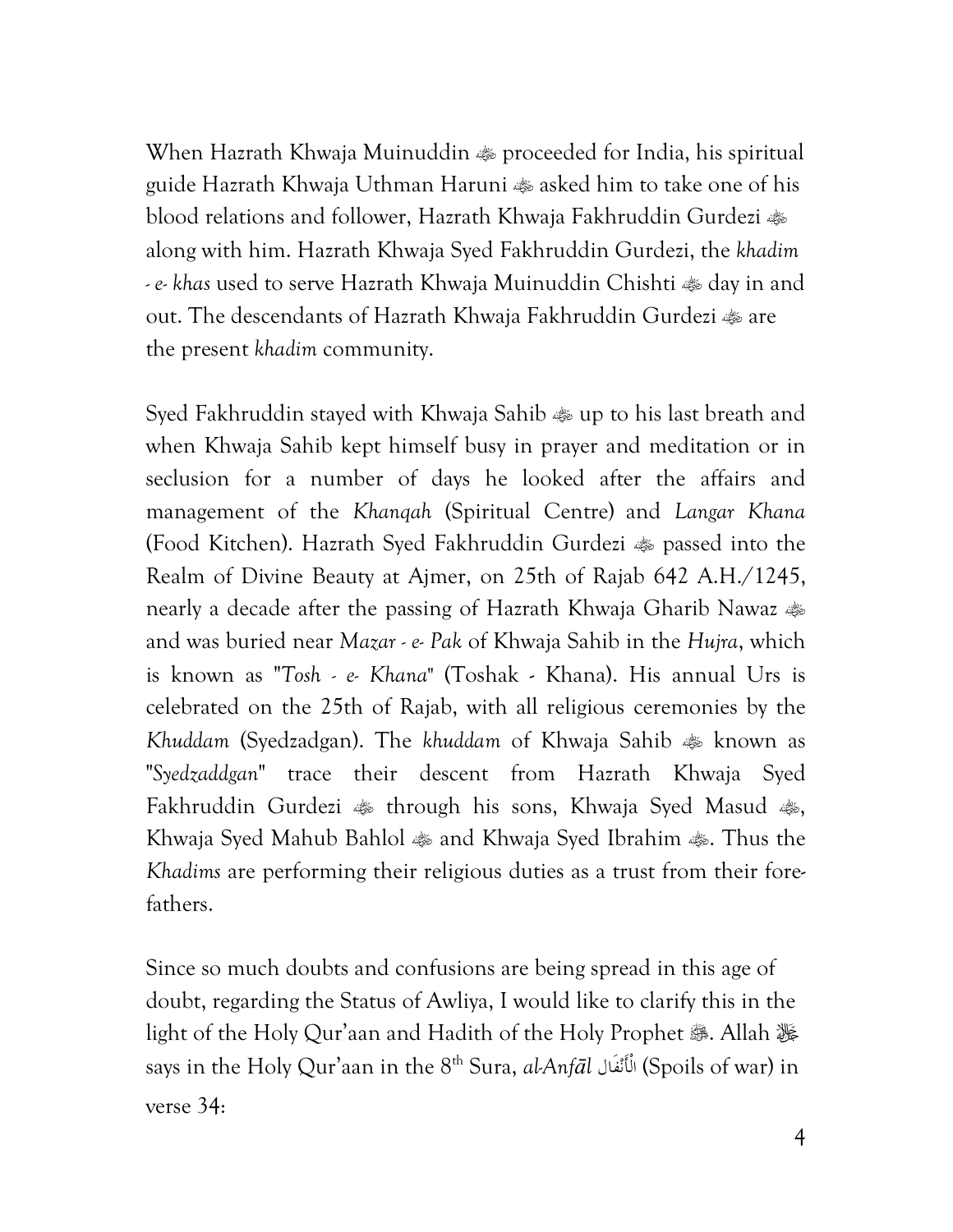When Hazrath Khwaja Muinuddin ﷺ proceeded for India, his spiritual guide Hazrath Khwaja Uthman Haruni ﷺ asked him to take one of his blood relations and follower, Hazrath Khwaja Fakhruddin Gurdezi ﷺ along with him. Hazrath Khwaja Syed Fakhruddin Gurdezi, the *khadim - e- khas* used to serve Hazrath Khwaja Muinuddin Chishti ﷺ day in and out. The descendants of Hazrath Khwaja Fakhruddin Gurdezi ﷺ are the present *khadim* community.

Syed Fakhruddin stayed with Khwaja Sahib ﷺ up to his last breath and when Khwaja Sahib kept himself busy in prayer and meditation or in seclusion for a number of days he looked after the affairs and management of the *Khanqah* (Spiritual Centre) and *Langar Khana* (Food Kitchen). Hazrath Syed Fakhruddin Gurdezi ﷺ passed into the Realm of Divine Beauty at Ajmer, on 25th of Rajab 642 A.H./1245, nearly a decade after the passing of Hazrath Khwaja Gharib Nawaz ﷺ and was buried near *Mazar - e- Pak* of Khwaja Sahib in the *Hujra*, which is known as "*Tosh - e- Khana*" (Toshak - Khana). His annual Urs is celebrated on the 25th of Rajab, with all religious ceremonies by the *Khuddam* (Syedzadgan). The *khuddam* of Khwaja Sahib ﷺ known as "*Syedzaddgan*" trace their descent from Hazrath Khwaja Syed Fakhruddin Gurdezi ﷺ through his sons, Khwaja Syed Masud ﷺ, Khwaja Syed Mahub Bahlol ﷺ and Khwaja Syed Ibrahim ﷺ. Thus the *Khadims* are performing their religious duties as a trust from their fore-fathers.

Since so much doubts and confusions are being spread in this age of doubt, regarding the Status of Awliya, I would like to clarify this in the light of the Holy Qur'aan and Hadith of the Holy Prophet ﷺ. Allah ﷻ says in the Holy Qur'aan in the 8th Sura, *al-Anfāl* الْأَنْفَال (Spoils of war) in verse 34: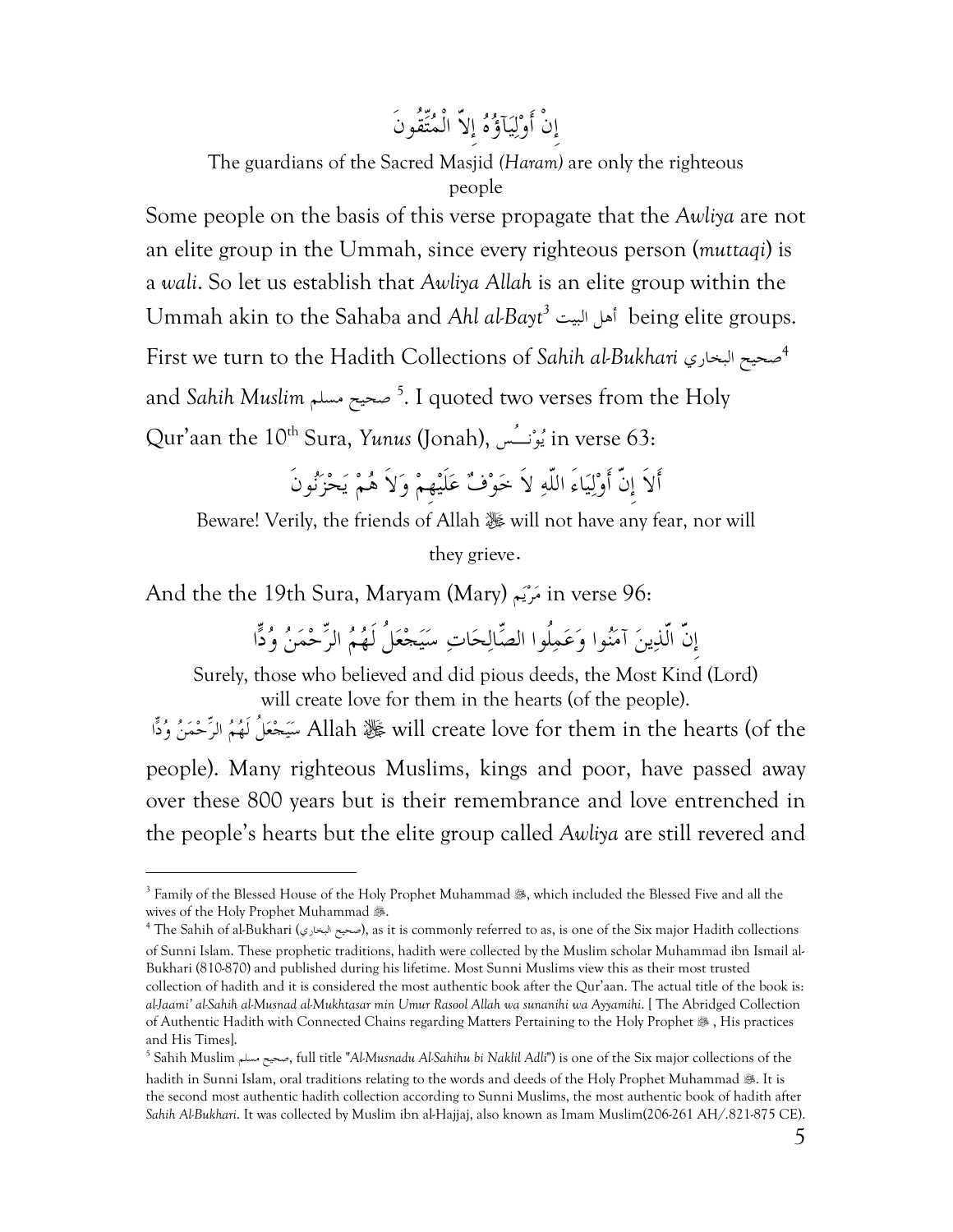إِنْ أَوْلِيَآؤُهُ إِلاَّ الْمُتَّقُونَ

The guardians of the Sacred Masjid *(Haram)* are only the righteous people

Some people on the basis of this verse propagate that the *Awliya* are not an elite group in the Ummah, since every righteous person (*muttaqi*) is a *wali*. So let us establish that *Awliya Allah* is an elite group within the Ummah akin to the Sahaba and *Ahl al-Bayt*[3] أهل البيت being elite groups. First we turn to the Hadith Collections of *Sahih al-Bukhari* صحيح البخاري[4] and *Sahih Muslim* صحيح مسلم[5]. I quoted two verses from the Holy Qur'aan the 10th Sura, *Yunus* (Jonah), يُوْنُــس in verse 63:

أَلاَ إِنَّ أَوْلِيَاءَ اللّهِ لاَ خَوْفٌ عَلَيْهِمْ وَلاَ هُمْ يَحْزَنُونَ

Beware! Verily, the friends of Allah ﷻ will not have any fear, nor will they grieve.

And the the 19th Sura, Maryam (Mary) مَرْيَم in verse 96:

إِنَّ الَّذِينَ آمَنُوا وَعَمِلُوا الصَّالِحَاتِ سَيَجْعَلُ لَهُمُ الرَّحْمَنُ وُدًّا

Surely, those who believed and did pious deeds, the Most Kind (Lord) will create love for them in the hearts (of the people).

سَيَجْعَلُ لَهُمُ الرَّحْمَنُ وُدًّا Allah ﷻ will create love for them in the hearts (of the people). Many righteous Muslims, kings and poor, have passed away over these 800 years but is their remembrance and love entrenched in the people's hearts but the elite group called *Awliya* are still revered and

---

[3] Family of the Blessed House of the Holy Prophet Muhammad ﷺ, which included the Blessed Five and all the wives of the Holy Prophet Muhammad ﷺ.

[4] The Sahih of al-Bukhari (صحيح البخاري), as it is commonly referred to as, is one of the Six major Hadith collections of Sunni Islam. These prophetic traditions, hadith were collected by the Muslim scholar Muhammad ibn Ismail al-Bukhari (810-870) and published during his lifetime. Most Sunni Muslims view this as their most trusted collection of hadith and it is considered the most authentic book after the Qur'aan. The actual title of the book is: *al-Jaami' al-Sahih al-Musnad al-Mukhtasar min Umur Rasool Allah wa sunanihi wa Ayyamihi*. [ The Abridged Collection of Authentic Hadith with Connected Chains regarding Matters Pertaining to the Holy Prophet ﷺ , His practices and His Times].

[5] Sahih Muslim صحيح مسلم, full title "*Al-Musnadu Al-Sahihu bi Naklil Adli*") is one of the Six major collections of the hadith in Sunni Islam, oral traditions relating to the words and deeds of the Holy Prophet Muhammad ﷺ. It is the second most authentic hadith collection according to Sunni Muslims, the most authentic book of hadith after *Sahih Al-Bukhari*. It was collected by Muslim ibn al-Hajjaj, also known as Imam Muslim(206-261 AH/.821-875 CE).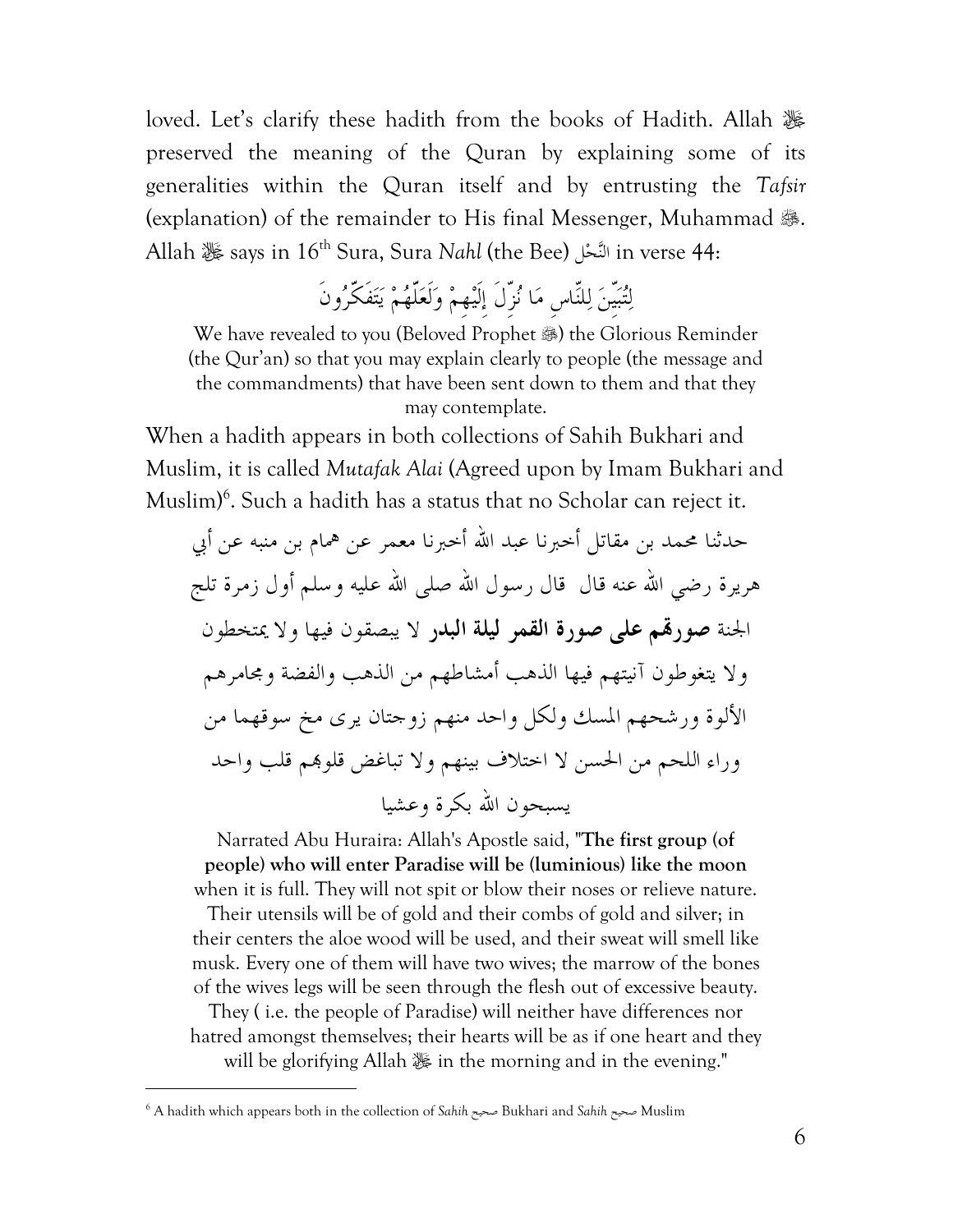loved. Let's clarify these hadith from the books of Hadith. Allah ﷻ preserved the meaning of the Quran by explaining some of its generalities within the Quran itself and by entrusting the *Tafsir* (explanation) of the remainder to His final Messenger, Muhammad ﷺ. Allah ﷻ says in 16th Sura, Sura *Nahl* (the Bee) النَّحْل in verse 44:

لِتُبَيِّنَ لِلنَّاسِ مَا نُزِّلَ إِلَيْهِمْ وَلَعَلَّهُمْ يَتَفَكَّرُونَ

We have revealed to you (Beloved Prophet ﷺ) the Glorious Reminder (the Qur'an) so that you may explain clearly to people (the message and the commandments) that have been sent down to them and that they may contemplate.

When a hadith appears in both collections of Sahih Bukhari and Muslim, it is called *Mutafak Alai* (Agreed upon by Imam Bukhari and Muslim)[6]. Such a hadith has a status that no Scholar can reject it.

حدثنا محمد بن مقاتل أخبرنا عبد الله أخبرنا معمر عن همام بن منبه عن أبي هريرة رضي الله عنه قال قال رسول الله صلى الله عليه وسلم أول زمرة تلج الجنة **صورهم على صورة القمر ليلة البدر** لا يبصقون فيها ولا يمتخطون ولا يتغوطون آنيتهم فيها الذهب أمشاطهم من الذهب والفضة ومجامرهم الألوة ورشحهم المسك ولكل واحد منهم زوجتان يرى مخ سوقهما من وراء اللحم من الحسن لا اختلاف بينهم ولا تباغض قلوبهم قلب واحد يسبحون الله بكرة وعشيا

Narrated Abu Huraira: Allah's Apostle said, "**The first group (of people) who will enter Paradise will be (luminious) like the moon** when it is full. They will not spit or blow their noses or relieve nature. Their utensils will be of gold and their combs of gold and silver; in their centers the aloe wood will be used, and their sweat will smell like musk. Every one of them will have two wives; the marrow of the bones of the wives legs will be seen through the flesh out of excessive beauty. They ( i.e. the people of Paradise) will neither have differences nor hatred amongst themselves; their hearts will be as if one heart and they will be glorifying Allah ﷻ in the morning and in the evening."

---

[6] A hadith which appears both in the collection of *Sahih* صحيح Bukhari and *Sahih* صحيح Muslim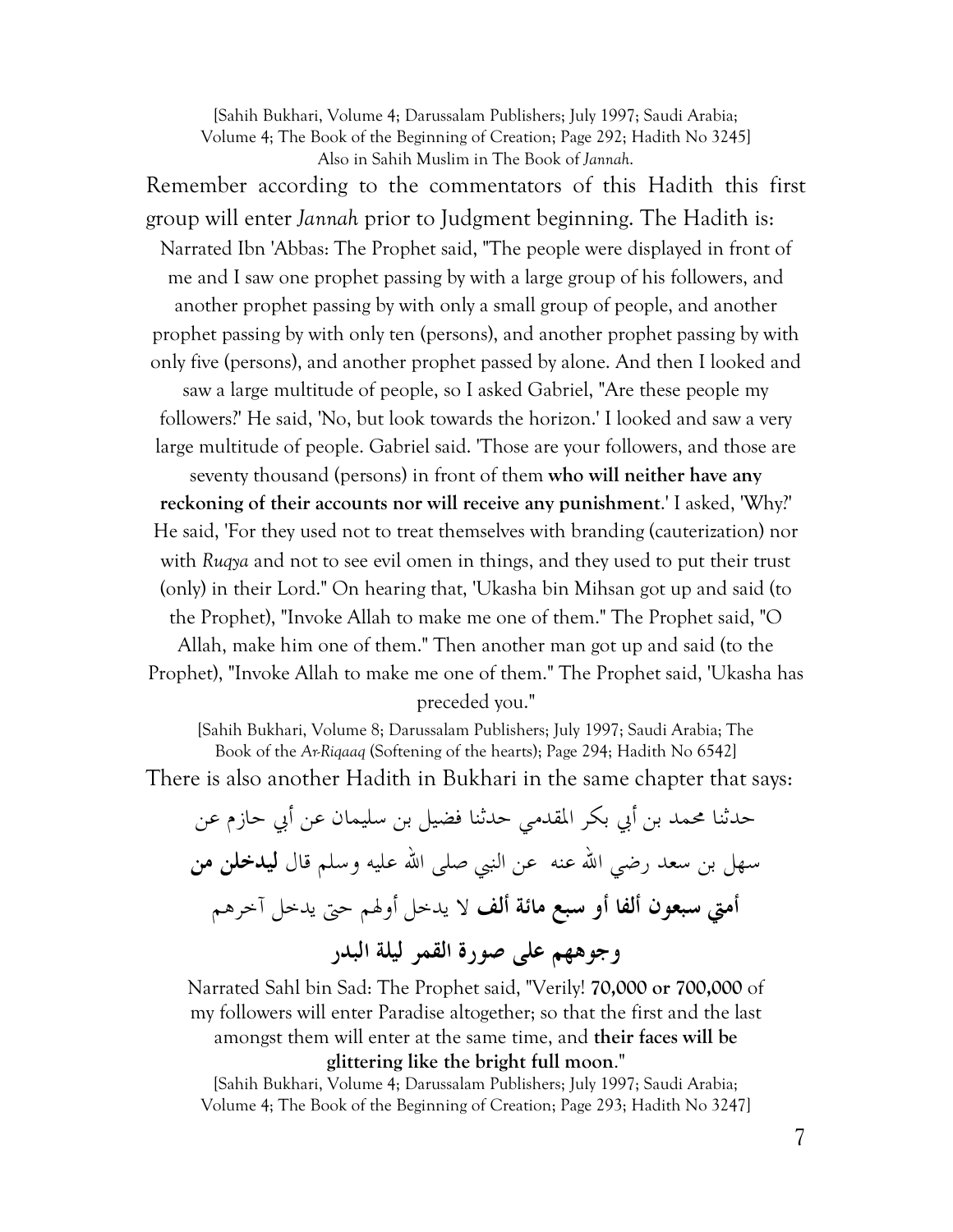[Sahih Bukhari, Volume 4; Darussalam Publishers; July 1997; Saudi Arabia; Volume 4; The Book of the Beginning of Creation; Page 292; Hadith No 3245]
Also in Sahih Muslim in The Book of *Jannah*.

Remember according to the commentators of this Hadith this first group will enter *Jannah* prior to Judgment beginning. The Hadith is:

Narrated Ibn 'Abbas: The Prophet said, "The people were displayed in front of me and I saw one prophet passing by with a large group of his followers, and another prophet passing by with only a small group of people, and another prophet passing by with only ten (persons), and another prophet passing by with only five (persons), and another prophet passed by alone. And then I looked and saw a large multitude of people, so I asked Gabriel, "Are these people my followers?' He said, 'No, but look towards the horizon.' I looked and saw a very large multitude of people. Gabriel said. 'Those are your followers, and those are seventy thousand (persons) in front of them **who will neither have any reckoning of their accounts nor will receive any punishment**.' I asked, 'Why?' He said, 'For they used not to treat themselves with branding (cauterization) nor with *Ruqya* and not to see evil omen in things, and they used to put their trust (only) in their Lord." On hearing that, 'Ukasha bin Mihsan got up and said (to the Prophet), "Invoke Allah to make me one of them." The Prophet said, "O Allah, make him one of them." Then another man got up and said (to the Prophet), "Invoke Allah to make me one of them." The Prophet said, 'Ukasha has preceded you."

[Sahih Bukhari, Volume 8; Darussalam Publishers; July 1997; Saudi Arabia; The Book of the *Ar-Riqaaq* (Softening of the hearts); Page 294; Hadith No 6542]

There is also another Hadith in Bukhari in the same chapter that says:

حدثنا محمد بن أبي بكر المقدمي حدثنا فضيل بن سليمان عن أبي حازم عن سهل بن سعد رضي الله عنه عن النبي صلى الله عليه وسلم قال **ليدخلن من أمتي سبعون ألفا أو سبع مائة ألف** لا يدخل أولهم حتى يدخل آخرهم **وجوههم على صورة القمر ليلة البدر**

Narrated Sahl bin Sad: The Prophet said, "Verily! **70,000 or 700,000** of my followers will enter Paradise altogether; so that the first and the last amongst them will enter at the same time, and **their faces will be glittering like the bright full moon**."

[Sahih Bukhari, Volume 4; Darussalam Publishers; July 1997; Saudi Arabia; Volume 4; The Book of the Beginning of Creation; Page 293; Hadith No 3247]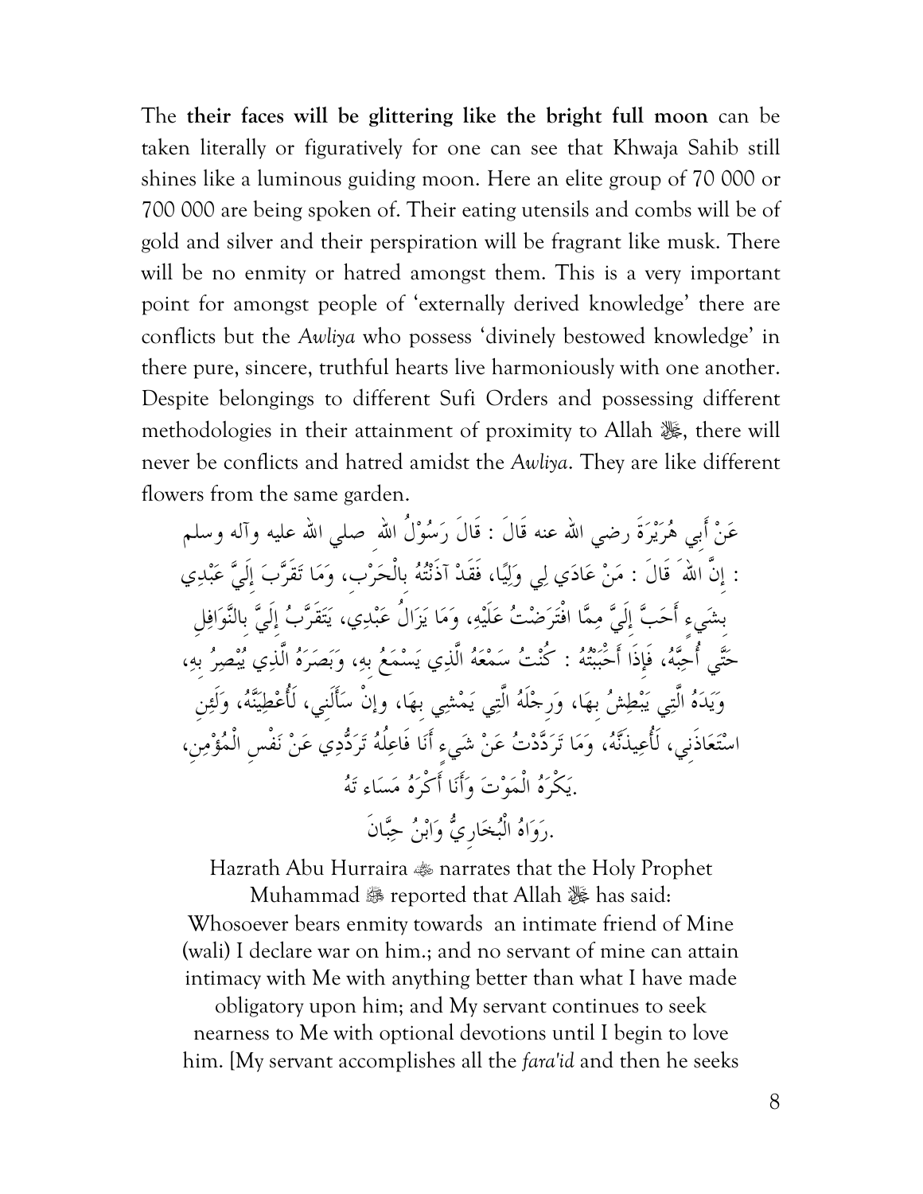The **their faces will be glittering like the bright full moon** can be taken literally or figuratively for one can see that Khwaja Sahib still shines like a luminous guiding moon. Here an elite group of 70 000 or 700 000 are being spoken of. Their eating utensils and combs will be of gold and silver and their perspiration will be fragrant like musk. There will be no enmity or hatred amongst them. This is a very important point for amongst people of 'externally derived knowledge' there are conflicts but the *Awliya* who possess 'divinely bestowed knowledge' in there pure, sincere, truthful hearts live harmoniously with one another. Despite belongings to different Sufi Orders and possessing different methodologies in their attainment of proximity to Allah ﷻ, there will never be conflicts and hatred amidst the *Awliya*. They are like different flowers from the same garden.

عَنْ أَبِي هُرَيْرَةَ رضي الله عنه قَالَ : قَالَ رَسُوْلُ اللهِ صلي الله عليه وآله وسلم : إِنَّ اللهَ قَالَ : مَنْ عَادَي لِي وَلِيًا، فَقَدْ آذَنْتُهُ بِالْحَرْبِ، وَمَا تَقَرَّبَ إِلَيَّ عَبْدِي بِشَيءٍ أَحَبَّ إِلَيَّ مِمَّا افْتَرَضْتُ عَلَيْهِ، وَمَا يَزَالُ عَبْدِي، يَتَقَرَّبُ إِلَيَّ بِالنَّوَافِلِ حَتَّي أُحِبَّهُ، فَإِذَا أَحْبَبْتُهُ : كُنْتُ سَمْعَهُ الَّذِي يَسْمَعُ بِهِ، وَبَصَرَهُ الَّذِي يُبْصِرُ بِهِ، وَيَدَهُ الَّتِي يَبْطِشُ بِهَا، وَرِجْلَهُ الَّتِي يَمْشِي بِهَا، وإِنْ سَأَلَنِي، لَأُعْطِيَنَّهُ، وَلَئِنِ اسْتَعَاذَنِي، لَأُعِيذَنَّهُ، وَمَا تَرَدَّدْتُ عَنْ شَيءٍ أَنَا فَاعِلُهُ تَرَدُّدِي عَنْ نَفْسِ الْمُؤْمِنِ، يَكْرَهُ الْمَوْتَ وَأَنَا أَكْرَهُ مَسَاءَ تَهُ.

رَوَاهُ الْبُخَارِيُّ وَابْنُ حِبَّانَ.

Hazrath Abu Hurraira ﷺ narrates that the Holy Prophet Muhammad ﷺ reported that Allah ﷻ has said:
Whosoever bears enmity towards an intimate friend of Mine (wali) I declare war on him.; and no servant of mine can attain intimacy with Me with anything better than what I have made obligatory upon him; and My servant continues to seek nearness to Me with optional devotions until I begin to love him. [My servant accomplishes all the *fara'id* and then he seeks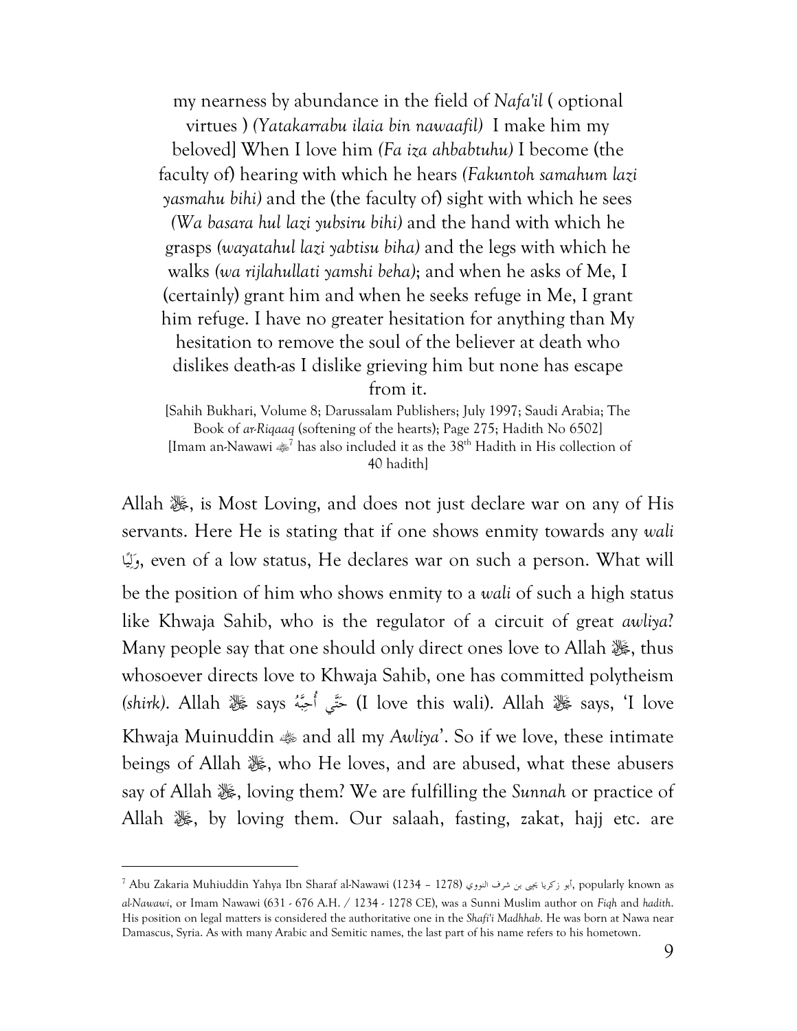my nearness by abundance in the field of *Nafa'il* ( optional virtues ) *(Yatakarrabu ilaia bin nawaafil)* I make him my beloved] When I love him *(Fa iza ahbabtuhu)* I become (the faculty of) hearing with which he hears *(Fakuntoh samahum lazi yasmahu bihi)* and the (the faculty of) sight with which he sees *(Wa basara hul lazi yubsiru bihi)* and the hand with which he grasps *(wayatahul lazi yabtisu biha)* and the legs with which he walks *(wa rijlahullati yamshi beha)*; and when he asks of Me, I (certainly) grant him and when he seeks refuge in Me, I grant him refuge. I have no greater hesitation for anything than My hesitation to remove the soul of the believer at death who dislikes death-as I dislike grieving him but none has escape from it.

[Sahih Bukhari, Volume 8; Darussalam Publishers; July 1997; Saudi Arabia; The Book of *ar-Riqaaq* (softening of the hearts); Page 275; Hadith No 6502]
[Imam an-Nawawi ﷺ[7] has also included it as the 38th Hadith in His collection of 40 hadith]

Allah ﷻ, is Most Loving, and does not just declare war on any of His servants. Here He is stating that if one shows enmity towards any *wali* وَلِيًّا, even of a low status, He declares war on such a person. What will be the position of him who shows enmity to a *wali* of such a high status like Khwaja Sahib, who is the regulator of a circuit of great *awliya*? Many people say that one should only direct ones love to Allah ﷻ, thus whosoever directs love to Khwaja Sahib, one has committed polytheism *(shirk)*. Allah ﷻ says حَتَّى أُحِبَّهُ (I love this wali). Allah ﷻ says, 'I love Khwaja Muinuddin ﷺ and all my *Awliya*'. So if we love, these intimate beings of Allah ﷻ, who He loves, and are abused, what these abusers say of Allah ﷻ, loving them? We are fulfilling the *Sunnah* or practice of Allah ﷻ, by loving them. Our salaah, fasting, zakat, hajj etc. are

---

[7] Abu Zakaria Muhiuddin Yahya Ibn Sharaf al-Nawawi (1234 – 1278) أبو زكريا يحيى بن شرف النووي, popularly known as *al-Nawawi*, or Imam Nawawi (631 - 676 A.H. / 1234 - 1278 CE), was a Sunni Muslim author on *Fiqh* and *hadith*. His position on legal matters is considered the authoritative one in the *Shafi'i Madhhab*. He was born at Nawa near Damascus, Syria. As with many Arabic and Semitic names, the last part of his name refers to his hometown.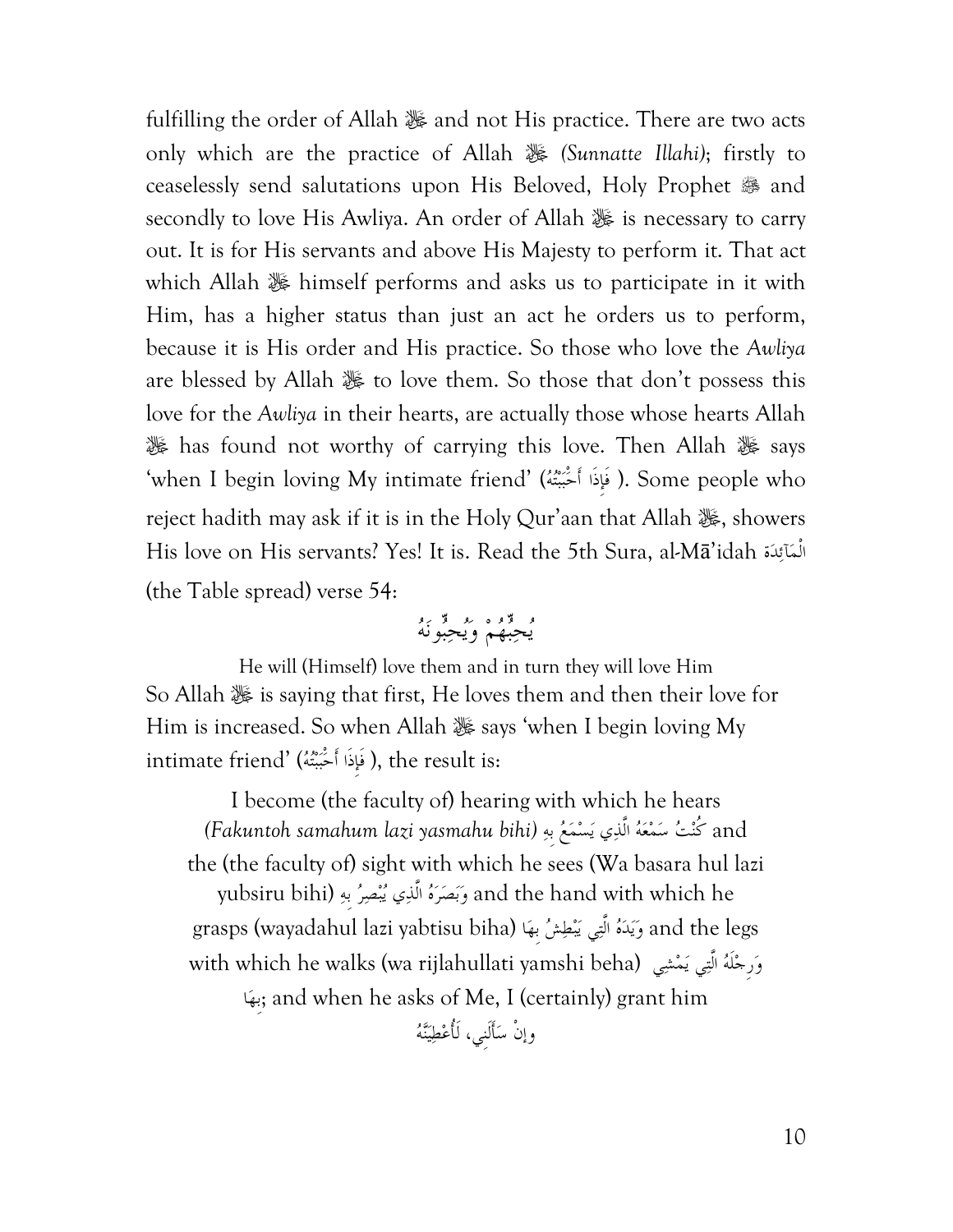fulfilling the order of Allah ﷻ and not His practice. There are two acts only which are the practice of Allah ﷻ *(Sunnatte Illahi)*; firstly to ceaselessly send salutations upon His Beloved, Holy Prophet ﷺ and secondly to love His Awliya. An order of Allah ﷻ is necessary to carry out. It is for His servants and above His Majesty to perform it. That act which Allah ﷻ himself performs and asks us to participate in it with Him, has a higher status than just an act he orders us to perform, because it is His order and His practice. So those who love the *Awliya* are blessed by Allah ﷻ to love them. So those that don't possess this love for the *Awliya* in their hearts, are actually those whose hearts Allah ﷻ has found not worthy of carrying this love. Then Allah ﷻ says 'when I begin loving My intimate friend' (فَإِذَا أَحْبَبْتُهُ). Some people who reject hadith may ask if it is in the Holy Qur'aan that Allah ﷻ, showers His love on His servants? Yes! It is. Read the 5th Sura, al-Mā'idah الْمَآئِدَة (the Table spread) verse 54:

يُحِبُّهُمْ وَيُحِبُّونَهُ

He will (Himself) love them and in turn they will love Him

So Allah ﷻ is saying that first, He loves them and then their love for Him is increased. So when Allah ﷻ says 'when I begin loving My intimate friend' (فَإِذَا أَحْبَبْتُهُ), the result is:

I become (the faculty of) hearing with which he hears *(Fakuntoh samahum lazi yasmahu bihi)* كُنْتُ سَمْعَهُ الَّذِي يَسْمَعُ بِهِ and the (the faculty of) sight with which he sees (Wa basara hul lazi yubsiru bihi) وَبَصَرَهُ الَّذِي يُبْصِرُ بِهِ and the hand with which he grasps (wayadahul lazi yabtisu biha) وَيَدَهُ الَّتِي يَبْطِشُ بِهَا and the legs with which he walks (wa rijlahullati yamshi beha) وَرِجْلَهُ الَّتِي يَمْشِي بِهَا; and when he asks of Me, I (certainly) grant him

وإنْ سَأَلَنِي، لَأُعْطِيَنَّهُ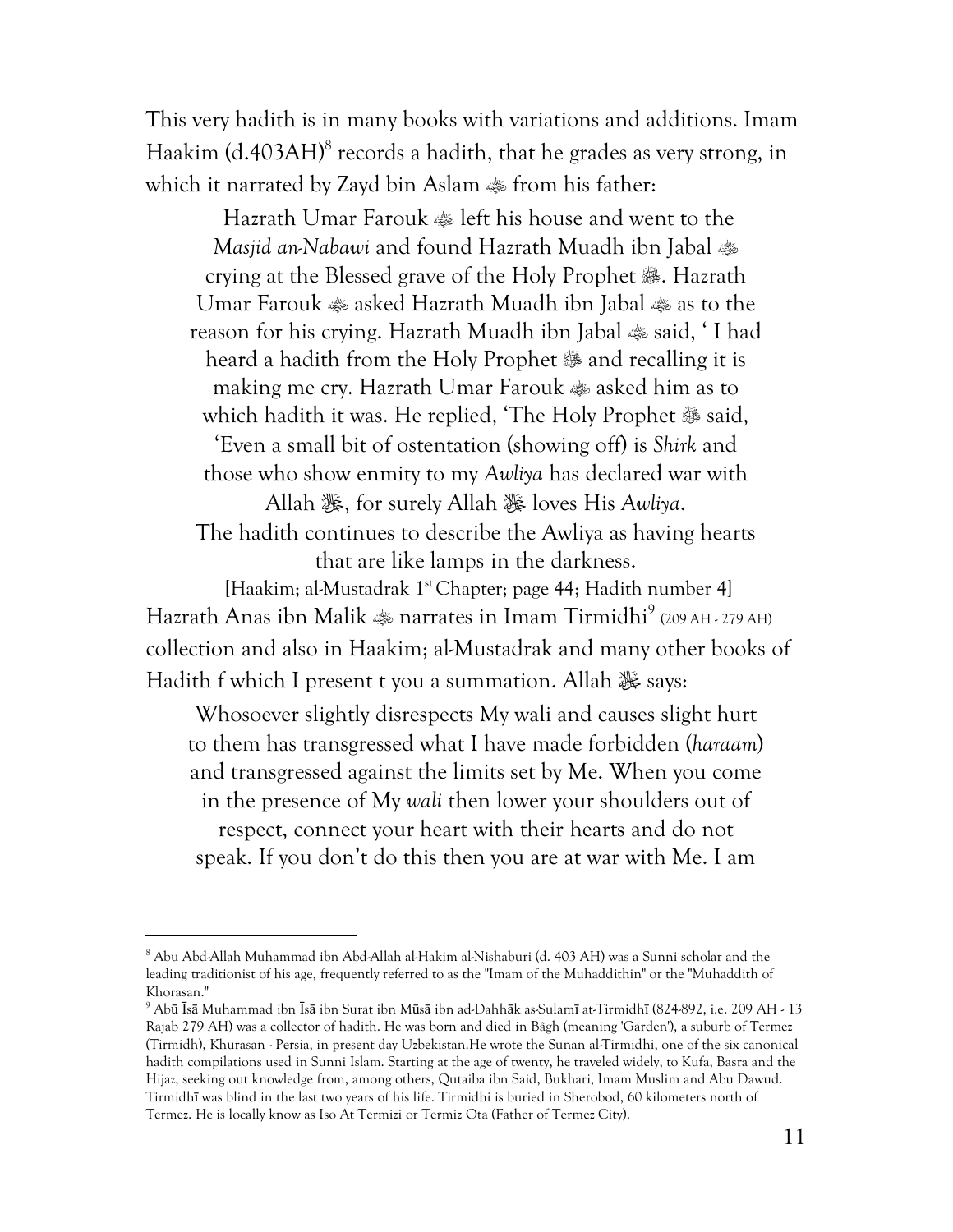This very hadith is in many books with variations and additions. Imam Haakim (d.403AH)[8] records a hadith, that he grades as very strong, in which it narrated by Zayd bin Aslam ﷺ from his father:

> Hazrath Umar Farouk ﷺ left his house and went to the *Masjid an-Nabawi* and found Hazrath Muadh ibn Jabal ﷺ crying at the Blessed grave of the Holy Prophet ﷺ. Hazrath Umar Farouk ﷺ asked Hazrath Muadh ibn Jabal ﷺ as to the reason for his crying. Hazrath Muadh ibn Jabal ﷺ said, ' I had heard a hadith from the Holy Prophet ﷺ and recalling it is making me cry. Hazrath Umar Farouk ﷺ asked him as to which hadith it was. He replied, 'The Holy Prophet ﷺ said, 'Even a small bit of ostentation (showing off) is *Shirk* and those who show enmity to my *Awliya* has declared war with Allah ﷻ, for surely Allah ﷻ loves His *Awliya*.
>
> The hadith continues to describe the Awliya as having hearts that are like lamps in the darkness.
>
> [Haakim; al-Mustadrak 1st Chapter; page 44; Hadith number 4]

Hazrath Anas ibn Malik ﷺ narrates in Imam Tirmidhi[9] (209 AH - 279 AH) collection and also in Haakim; al-Mustadrak and many other books of Hadith f which I present t you a summation. Allah ﷻ says:

> Whosoever slightly disrespects My wali and causes slight hurt to them has transgressed what I have made forbidden (*haraam*) and transgressed against the limits set by Me. When you come in the presence of My *wali* then lower your shoulders out of respect, connect your heart with their hearts and do not speak. If you don't do this then you are at war with Me. I am

---

[8] Abu Abd-Allah Muhammad ibn Abd-Allah al-Hakim al-Nishaburi (d. 403 AH) was a Sunni scholar and the leading traditionist of his age, frequently referred to as the "Imam of the Muhaddithin" or the "Muhaddith of Khorasan."

[9] Abū Īsā Muhammad ibn Īsā ibn Surat ibn Mūsā ibn ad-Dahhāk as-Sulamī at-Tirmidhī (824-892, i.e. 209 AH - 13 Rajab 279 AH) was a collector of hadith. He was born and died in Bâgh (meaning 'Garden'), a suburb of Termez (Tirmidh), Khurasan - Persia, in present day Uzbekistan.He wrote the Sunan al-Tirmidhi, one of the six canonical hadith compilations used in Sunni Islam. Starting at the age of twenty, he traveled widely, to Kufa, Basra and the Hijaz, seeking out knowledge from, among others, Qutaiba ibn Said, Bukhari, Imam Muslim and Abu Dawud. Tirmidhī was blind in the last two years of his life. Tirmidhi is buried in Sherobod, 60 kilometers north of Termez. He is locally know as Iso At Termizi or Termiz Ota (Father of Termez City).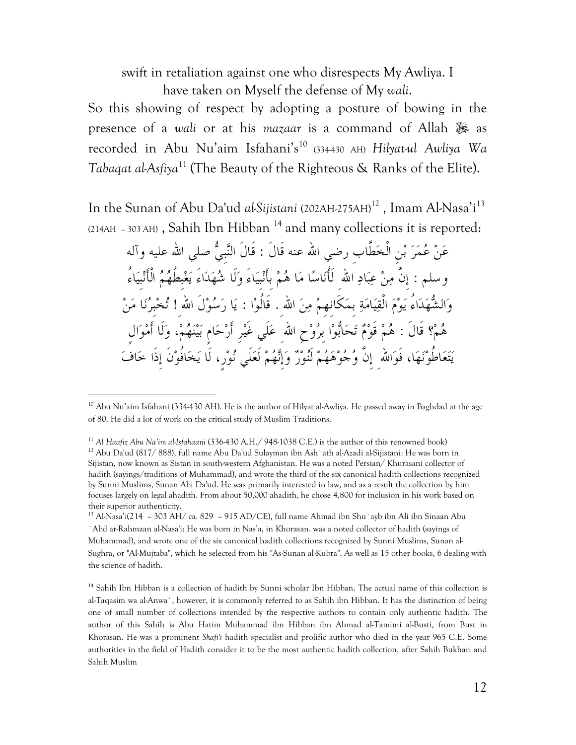swift in retaliation against one who disrespects My Awliya. I have taken on Myself the defense of My *wali*.

So this showing of respect by adopting a posture of bowing in the presence of a *wali* or at his *mazaar* is a command of Allah ﷻ as recorded in Abu Nu'aim Isfahani's[10] (334-430 AH) *Hilyat-ul Awliya Wa Tabaqat al-Asfiya*[11] (The Beauty of the Righteous & Ranks of the Elite).

In the Sunan of Abu Da'ud *al-Sijistani* (202AH-275AH)[12] , Imam Al-Nasa'i[13] (214AH – 303 AH) , Sahih Ibn Hibban [14] and many collections it is reported:

عَنْ عُمَرَ بْنِ الْخَطَّابِ رضي الله عنه قَالَ : قَالَ النَّبِيُّ صلي الله عليه وآله وسلم : إِنَّ مِنْ عِبَادِ اللهِ لَأُنَاسًا مَا هُمْ بِأَنْبِيَاءَ وَلَا شُهَدَاءَ يَغْبِطُهُمُ الْأَنْبِيَاءُ وَالشُّهَدَاءُ يَوْمَ الْقِيَامَةِ بِمَكَانِهِمْ مِنَ اللهِ . قَالُوْا : يَا رَسُوْلَ اللهِ ! تُخْبِرُنَا مَنْ هُمْ؟ قَالَ : هُمْ قَوْمٌ تَحَابُّوْا بِرُوْحِ اللهِ عَلَي غَيْرِ أَرْحَامٍ بَيْنَهُمْ، وَلَا أَمْوَالٍ يَتَعَاطُوْنَهَا، فَوَاللهِ إِنَّ وُجُوْهَهُمْ لَنُوْرٌ وَإِنَّهُمْ لَعَلَي نُوْرٍ، لَا يَخَافُوْنَ إِذَا خَافَ

---

[10] Abu Nu'aim Isfahani (334-430 AH). He is the author of Hilyat al-Awliya. He passed away in Baghdad at the age of 80. He did a lot of work on the critical study of Muslim Traditions.

[11] *Al Haafiz Abu Na'im al-Isfahaani* (336-430 A.H./ 948-1038 C.E.) is the author of this renowned book)

[12] Abu Da'ud (817/ 888), full name Abu Da'ud Sulayman ibn Ash`ath al-Azadi al-Sijistani: He was born in Sijistan, now known as Sistan in south-western Afghanistan. He was a noted Persian/ Khurasani collector of hadith (sayings/traditions of Muhammad), and wrote the third of the six canonical hadith collections recognized by Sunni Muslims, Sunan Abi Da'ud. He was primarily interested in law, and as a result the collection by him focuses largely on legal ahadith. From about 50,000 ahadith, he chose 4,800 for inclusion in his work based on their superior authenticity.

[13] Al-Nasa'i(214 – 303 AH/ ca. 829 – 915 AD/CE), full name Ahmad ibn Shu`ayb ibn Ali ibn Sinaan Abu `Abd ar-Rahmaan al-Nasa'i: He was born in Nas'a, in Khorasan. was a noted collector of hadith (sayings of Muhammad), and wrote one of the six canonical hadith collections recognized by Sunni Muslims, Sunan al-Sughra, or "Al-Mujtaba", which he selected from his "As-Sunan al-Kubra". As well as 15 other books, 6 dealing with the science of hadith.

[14] Sahih Ibn Hibban is a collection of hadith by Sunni scholar Ibn Hibban. The actual name of this collection is al-Taqasim wa al-Anwa`, however, it is commonly referred to as Sahih ibn Hibban. It has the distinction of being one of small number of collections intended by the respective authors to contain only authentic hadith. The author of this Sahih is Abu Hatim Muhammad ibn Hibban ibn Ahmad al-Tamimi al-Busti, from Bust in Khorasan. He was a prominent *Shafi'i* hadith specialist and prolific author who died in the year 965 C.E. Some authorities in the field of Hadith consider it to be the most authentic hadith collection, after Sahih Bukhari and Sahih Muslim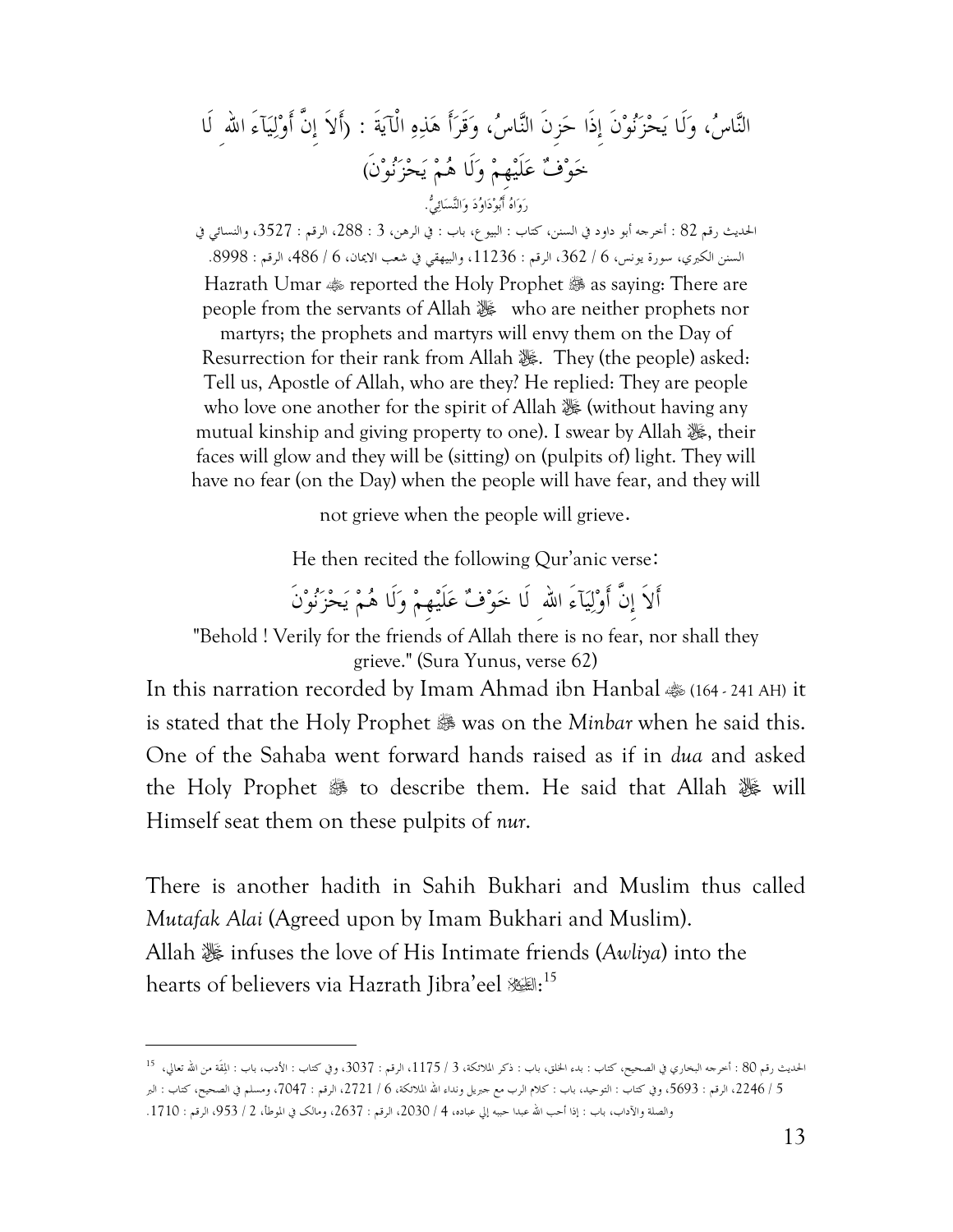النَّاسُ، وَلَا يَحْزَنُوْنَ إِذَا حَزِنَ النَّاسُ، وَقَرَأَ هَذِهِ الْآيَةَ : (أَلاَ إِنَّ أَوْلِيَآءَ اللهِ لَا خَوْفٌ عَلَيْهِمْ وَلَا هُمْ يَحْزَنُوْنَ)

رَوَاهُ أَبُوْدَاوُدَ وَالنَّسَائِيُّ.

الحديث رقم 82 : أخرجه أبو داود في السنن، كتاب : البيوع، باب : في الرهن، 3 : 288، الرقم : 3527، والنسائي في السنن الكبري، سورة يونس، 6 / 362، الرقم : 11236، والبيهقي في شعب الايمان، 6 / 486، الرقم : 8998.

Hazrath Umar ﷺ reported the Holy Prophet ﷺ as saying: There are people from the servants of Allah ﷻ who are neither prophets nor martyrs; the prophets and martyrs will envy them on the Day of Resurrection for their rank from Allah ﷻ. They (the people) asked: Tell us, Apostle of Allah, who are they? He replied: They are people who love one another for the spirit of Allah ﷻ (without having any mutual kinship and giving property to one). I swear by Allah ﷻ, their faces will glow and they will be (sitting) on (pulpits of) light. They will have no fear (on the Day) when the people will have fear, and they will not grieve when the people will grieve.

He then recited the following Qur'anic verse:

أَلاَ إِنَّ أَوْلِيَآءَ اللهِ لَا خَوْفٌ عَلَيْهِمْ وَلَا هُمْ يَحْزَنُوْنَ

"Behold ! Verily for the friends of Allah there is no fear, nor shall they grieve." (Sura Yunus, verse 62)

In this narration recorded by Imam Ahmad ibn Hanbal ﷺ (164 - 241 AH) it is stated that the Holy Prophet ﷺ was on the *Minbar* when he said this. One of the Sahaba went forward hands raised as if in *dua* and asked the Holy Prophet ﷺ to describe them. He said that Allah ﷻ will Himself seat them on these pulpits of *nur*.

There is another hadith in Sahih Bukhari and Muslim thus called *Mutafak Alai* (Agreed upon by Imam Bukhari and Muslim).
Allah ﷻ infuses the love of His Intimate friends (*Awliya*) into the hearts of believers via Hazrath Jibra'eel ﷺ:[15]

---

[15] الحديث رقم 80 : أخرجه البخاري في الصحيح، كتاب : بدء الخلق، باب : ذكر الملائكة، 3 / 1175، الرقم : 3037، وفي كتاب : الأدب، باب : المِقَة من الله تعالي، 5 / 2246، الرقم : 5693، وفي كتاب : التوحيد، باب : كلام الرب مع جبريل ونداء الله الملائكة، 6 / 2721، الرقم : 7047، ومسلم في الصحيح، كتاب : البر والصلة والآداب، باب : إذا أحب الله عبدا حببه إلي عباده، 4 / 2030، الرقم : 2637، ومالک في الموطأ، 2 / 953، الرقم : 1710.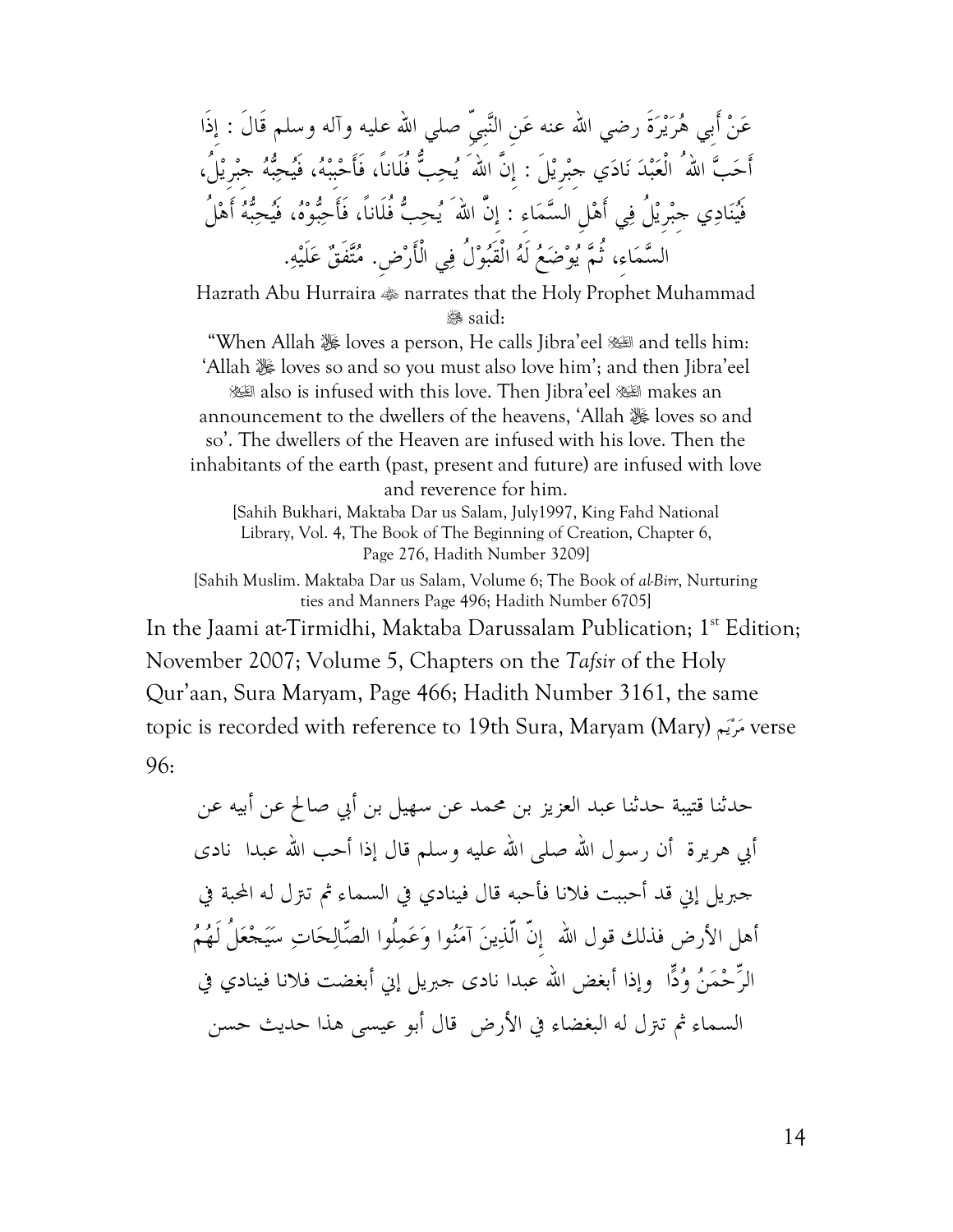عَنْ أَبِي هُرَيْرَةَ رضي الله عنه عَنِ النَّبِيِّ صلي الله عليه وآله وسلم قَالَ : إِذَا أَحَبَّ اللهُ الْعَبْدَ نَادَي جِبْرِيْلَ : إِنَّ اللهَ يُحِبُّ فُلَاناً، فَأَحْبِبْهُ، فَيُحِبُّهُ جِبْرِيْلُ، فَيُنَادِي جِبْرِيْلُ فِي أَهْلِ السَّمَاءِ : إِنَّ اللهَ يُحِبُّ فُلَاناً، فَأَحِبُّوْهُ، فَيُحِبُّهُ أَهْلُ السَّمَاءِ، ثُمَّ يُوْضَعُ لَهُ الْقَبُوْلُ فِي الْأَرْضِ. مُتَّفَقٌ عَلَيْهِ.

Hazrath Abu Hurraira ﷺ narrates that the Holy Prophet Muhammad ﷺ said:

"When Allah ﷻ loves a person, He calls Jibra'eel ﷺ and tells him: 'Allah ﷻ loves so and so you must also love him'; and then Jibra'eel ﷺ also is infused with this love. Then Jibra'eel ﷺ makes an announcement to the dwellers of the heavens, 'Allah ﷻ loves so and so'. The dwellers of the Heaven are infused with his love. Then the inhabitants of the earth (past, present and future) are infused with love and reverence for him.

[Sahih Bukhari, Maktaba Dar us Salam, July1997, King Fahd National Library, Vol. 4, The Book of The Beginning of Creation, Chapter 6, Page 276, Hadith Number 3209]

[Sahih Muslim. Maktaba Dar us Salam, Volume 6; The Book of *al-Birr*, Nurturing ties and Manners Page 496; Hadith Number 6705]

In the Jaami at-Tirmidhi, Maktaba Darussalam Publication; 1st Edition; November 2007; Volume 5, Chapters on the *Tafsir* of the Holy Qur'aan, Sura Maryam, Page 466; Hadith Number 3161, the same topic is recorded with reference to 19th Sura, Maryam (Mary) مَرْيَم verse 96:

حدثنا قتيبة حدثنا عبد العزيز بن محمد عن سهيل بن أبي صالح عن أبيه عن أبي هريرة أن رسول الله صلى الله عليه وسلم قال إذا أحب الله عبدا نادى جبريل إني قد أحببت فلانا فأحبه قال فينادي في السماء ثم تنزل له المحبة في أهل الأرض فذلك قول الله إِنَّ الَّذِينَ آمَنُوا وَعَمِلُوا الصَّالِحَاتِ سَيَجْعَلُ لَهُمُ الرَّحْمَنُ وُدًّا وإذا أبغض الله عبدا نادى جبريل إني أبغضت فلانا فينادي في السماء ثم تنزل له البغضاء في الأرض قال أبو عيسى هذا حديث حسن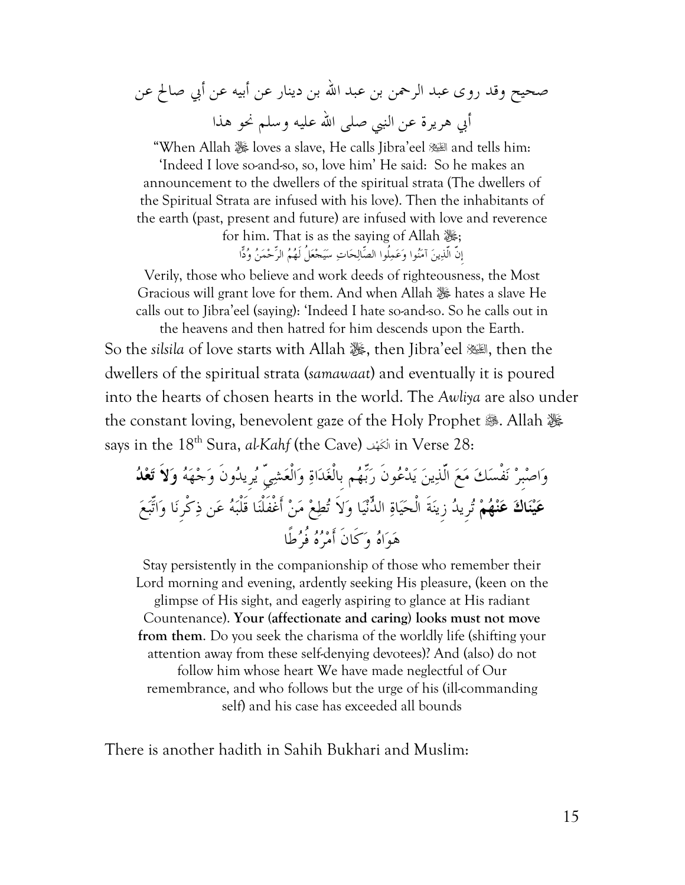صحيح وقد روى عبد الرحمن بن عبد الله بن دينار عن أبيه عن أبي صالح عن أبي هريرة عن النبي صلى الله عليه وسلم نحو هذا

"When Allah ﷻ loves a slave, He calls Jibra'eel ؑ and tells him: 'Indeed I love so-and-so, so, love him' He said: So he makes an announcement to the dwellers of the spiritual strata (The dwellers of the Spiritual Strata are infused with his love). Then the inhabitants of the earth (past, present and future) are infused with love and reverence for him. That is as the saying of Allah ﷻ;

إِنَّ الَّذِينَ آمَنُوا وَعَمِلُوا الصَّالِحَاتِ سَيَجْعَلُ لَهُمُ الرَّحْمَنُ وُدًّا

Verily, those who believe and work deeds of righteousness, the Most Gracious will grant love for them. And when Allah ﷻ hates a slave He calls out to Jibra'eel (saying): 'Indeed I hate so-and-so. So he calls out in the heavens and then hatred for him descends upon the Earth.

So the *silsila* of love starts with Allah ﷻ, then Jibra'eel ؑ, then the dwellers of the spiritual strata (*samawaat*) and eventually it is poured into the hearts of chosen hearts in the world. The *Awliya* are also under the constant loving, benevolent gaze of the Holy Prophet ﷺ. Allah ﷻ says in the 18th Sura, *al-Kahf* (the Cave) الكَهْف in Verse 28:

وَاصْبِرْ نَفْسَكَ مَعَ الَّذِينَ يَدْعُونَ رَبَّهُم بِالْغَدَاةِ وَالْعَشِيِّ يُرِيدُونَ وَجْهَهُ **وَلاَ تَعْدُ عَيْنَاكَ عَنْهُمْ** تُرِيدُ زِينَةَ الْحَيَاةِ الدُّنْيَا وَلاَ تُطِعْ مَنْ أَغْفَلْنَا قَلْبَهُ عَن ذِكْرِنَا وَاتَّبَعَ هَوَاهُ وَكَانَ أَمْرُهُ فُرُطًا

Stay persistently in the companionship of those who remember their Lord morning and evening, ardently seeking His pleasure, (keen on the glimpse of His sight, and eagerly aspiring to glance at His radiant Countenance). **Your (affectionate and caring) looks must not move from them**. Do you seek the charisma of the worldly life (shifting your attention away from these self-denying devotees)? And (also) do not follow him whose heart We have made neglectful of Our remembrance, and who follows but the urge of his (ill-commanding self) and his case has exceeded all bounds

There is another hadith in Sahih Bukhari and Muslim: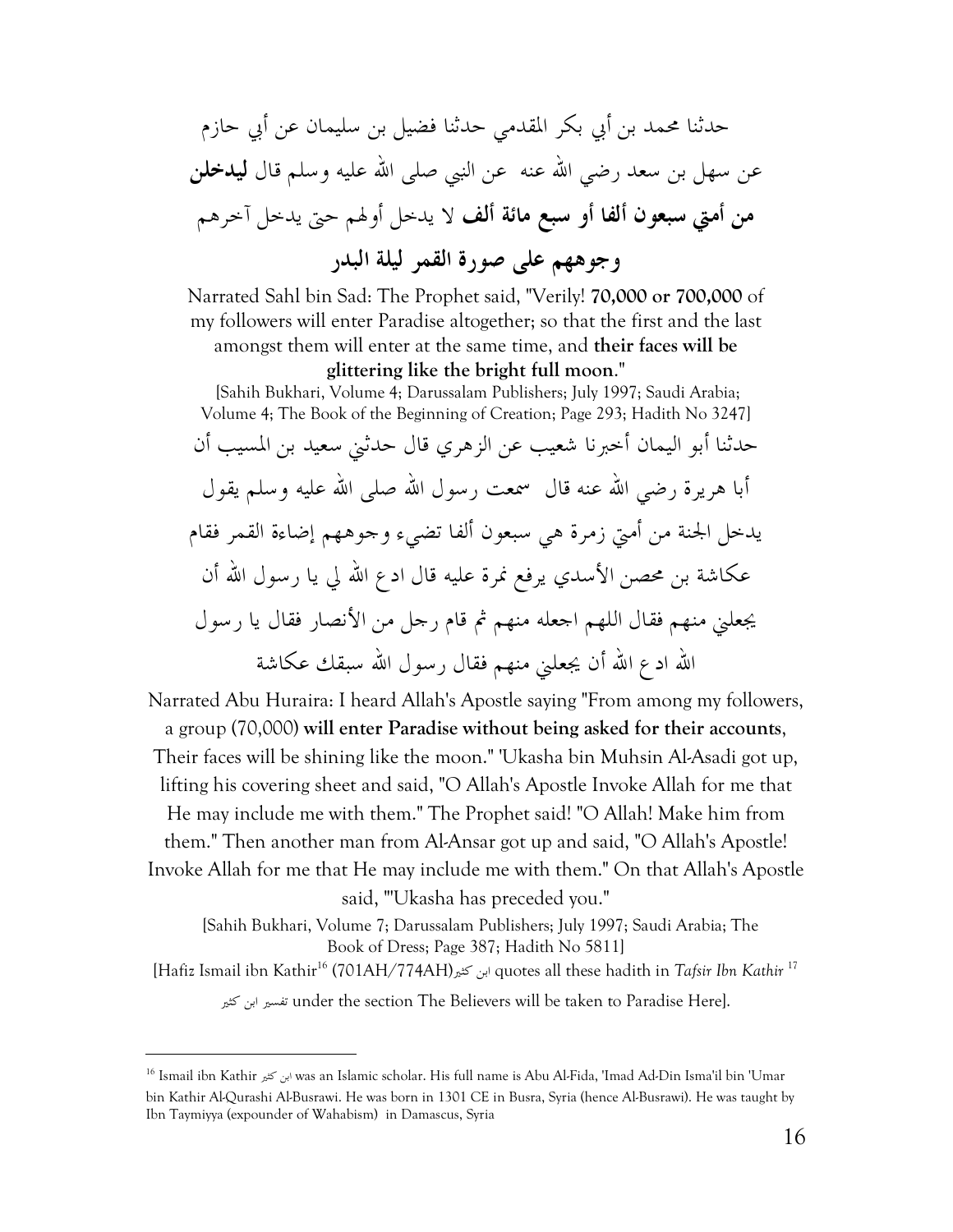حدثنا محمد بن أبي بكر المقدمي حدثنا فضيل بن سليمان عن أبي حازم عن سهل بن سعد رضي الله عنه عن النبي صلى الله عليه وسلم قال **ليدخلن من أمتي سبعون ألفا أو سبع مائة ألف** لا يدخل أولهم حتى يدخل آخرهم **وجوههم على صورة القمر ليلة البدر**

Narrated Sahl bin Sad: The Prophet said, "Verily! **70,000 or 700,000** of my followers will enter Paradise altogether; so that the first and the last amongst them will enter at the same time, and **their faces will be glittering like the bright full moon**."

[Sahih Bukhari, Volume 4; Darussalam Publishers; July 1997; Saudi Arabia; Volume 4; The Book of the Beginning of Creation; Page 293; Hadith No 3247]

حدثنا أبو اليمان أخبرنا شعيب عن الزهري قال حدثني سعيد بن المسيب أن أبا هريرة رضي الله عنه قال سمعت رسول الله صلى الله عليه وسلم يقول يدخل الجنة من أمتي زمرة هي سبعون ألفا تضيء وجوههم إضاءة القمر فقام عكاشة بن محصن الأسدي يرفع نمرة عليه قال ادع الله لي يا رسول الله أن يجعلني منهم فقال اللهم اجعله منهم ثم قام رجل من الأنصار فقال يا رسول الله ادع الله أن يجعلني منهم فقال رسول الله سبقك عكاشة

Narrated Abu Huraira: I heard Allah's Apostle saying "From among my followers, a group (70,000) **will enter Paradise without being asked for their accounts**, Their faces will be shining like the moon." 'Ukasha bin Muhsin Al-Asadi got up, lifting his covering sheet and said, "O Allah's Apostle Invoke Allah for me that He may include me with them." The Prophet said! "O Allah! Make him from them." Then another man from Al-Ansar got up and said, "O Allah's Apostle! Invoke Allah for me that He may include me with them." On that Allah's Apostle said, "'Ukasha has preceded you."

[Sahih Bukhari, Volume 7; Darussalam Publishers; July 1997; Saudi Arabia; The Book of Dress; Page 387; Hadith No 5811]

[Hafiz Ismail ibn Kathir[16] (701AH/774AH)ابن كثير quotes all these hadith in *Tafsir Ibn Kathir* [17] تفسير ابن كثير under the section The Believers will be taken to Paradise Here].

---

[16] Ismail ibn Kathir ابن كثير was an Islamic scholar. His full name is Abu Al-Fida, 'Imad Ad-Din Isma'il bin 'Umar bin Kathir Al-Qurashi Al-Busrawi. He was born in 1301 CE in Busra, Syria (hence Al-Busrawi). He was taught by Ibn Taymiyya (expounder of Wahabism) in Damascus, Syria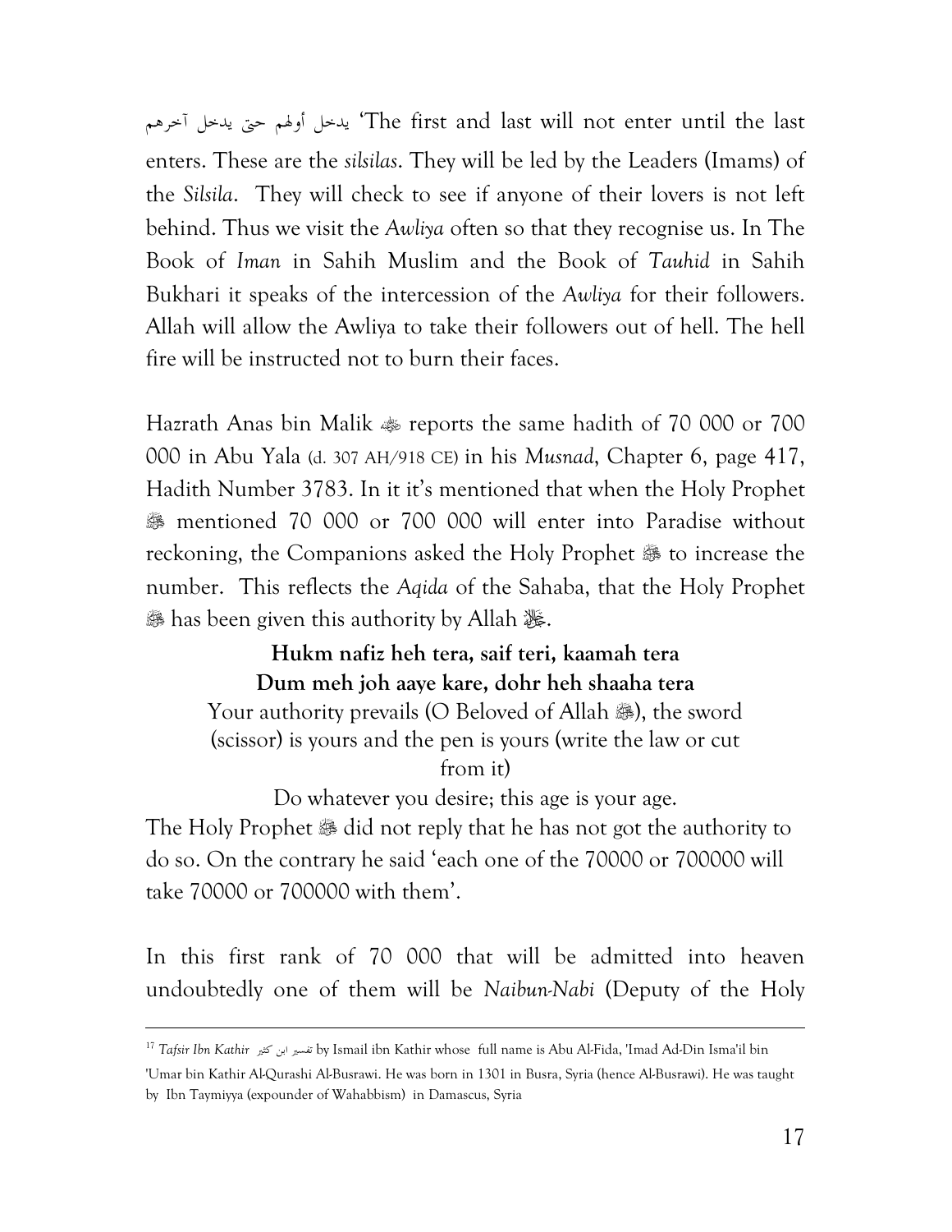يدخل أولهم حتى يدخل آخرهم 'The first and last will not enter until the last enters. These are the *silsilas*. They will be led by the Leaders (Imams) of the *Silsila*. They will check to see if anyone of their lovers is not left behind. Thus we visit the *Awliya* often so that they recognise us. In The Book of *Iman* in Sahih Muslim and the Book of *Tauhid* in Sahih Bukhari it speaks of the intercession of the *Awliya* for their followers. Allah will allow the Awliya to take their followers out of hell. The hell fire will be instructed not to burn their faces.

Hazrath Anas bin Malik ﷺ reports the same hadith of 70 000 or 700 000 in Abu Yala (d. 307 AH/918 CE) in his *Musnad*, Chapter 6, page 417, Hadith Number 3783. In it it's mentioned that when the Holy Prophet ﷺ mentioned 70 000 or 700 000 will enter into Paradise without reckoning, the Companions asked the Holy Prophet ﷺ to increase the number. This reflects the *Aqida* of the Sahaba, that the Holy Prophet ﷺ has been given this authority by Allah ﷻ.

**Hukm nafiz heh tera, saif teri, kaamah tera**
**Dum meh joh aaye kare, dohr heh shaaha tera**
Your authority prevails (O Beloved of Allah ﷺ), the sword (scissor) is yours and the pen is yours (write the law or cut from it)
Do whatever you desire; this age is your age.

The Holy Prophet ﷺ did not reply that he has not got the authority to do so. On the contrary he said 'each one of the 70000 or 700000 will take 70000 or 700000 with them'.

In this first rank of 70 000 that will be admitted into heaven undoubtedly one of them will be *Naibun-Nabi* (Deputy of the Holy

---

[17] *Tafsir Ibn Kathir* تفسير ابن كثير by Ismail ibn Kathir whose full name is Abu Al-Fida, 'Imad Ad-Din Isma'il bin 'Umar bin Kathir Al-Qurashi Al-Busrawi. He was born in 1301 in Busra, Syria (hence Al-Busrawi). He was taught by Ibn Taymiyya (expounder of Wahabbism) in Damascus, Syria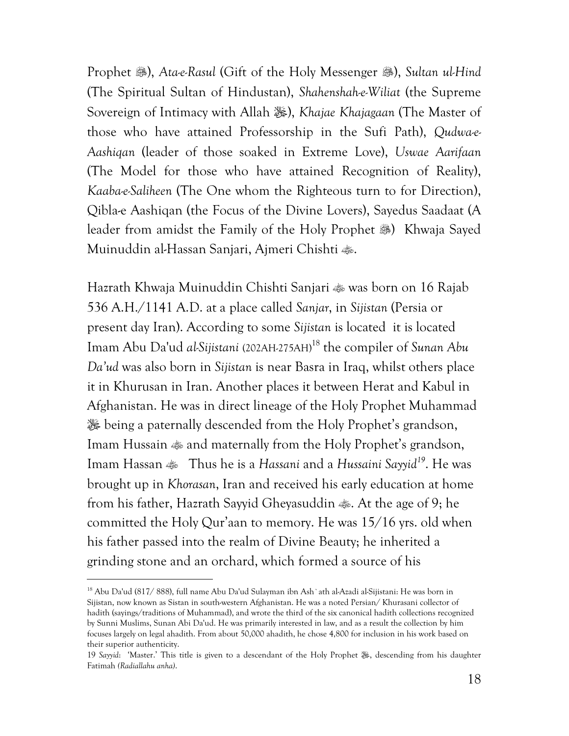Prophet ﷺ), *Ata-e-Rasul* (Gift of the Holy Messenger ﷺ), *Sultan ul-Hind* (The Spiritual Sultan of Hindustan), *Shahenshah-e-Wiliat* (the Supreme Sovereign of Intimacy with Allah ﷻ), *Khajae Khajagaan* (The Master of those who have attained Professorship in the Sufi Path), *Qudwa-e-Aashiqan* (leader of those soaked in Extreme Love), *Uswae Aarifaan* (The Model for those who have attained Recognition of Reality), *Kaaba-e-Saliheen* (The One whom the Righteous turn to for Direction), Qibla-e Aashiqan (the Focus of the Divine Lovers), Sayedus Saadaat (A leader from amidst the Family of the Holy Prophet ﷺ) Khwaja Sayed Muinuddin al-Hassan Sanjari, Ajmeri Chishti ؓ.

Hazrath Khwaja Muinuddin Chishti Sanjari ؓ was born on 16 Rajab 536 A.H./1141 A.D. at a place called *Sanjar*, in *Sijistan* (Persia or present day Iran). According to some *Sijistan* is located it is located Imam Abu Da'ud *al-Sijistani* (202AH-275AH)[18] the compiler of *Sunan Abu Da'ud* was also born in *Sijistan* is near Basra in Iraq, whilst others place it in Khurusan in Iran. Another places it between Herat and Kabul in Afghanistan. He was in direct lineage of the Holy Prophet Muhammad ﷺ being a paternally descended from the Holy Prophet's grandson, Imam Hussain ؓ and maternally from the Holy Prophet's grandson, Imam Hassan ؓ Thus he is a *Hassani* and a *Hussaini Sayyid*[19]. He was brought up in *Khorasan*, Iran and received his early education at home from his father, Hazrath Sayyid Gheyasuddin ؓ. At the age of 9; he committed the Holy Qur'aan to memory. He was 15/16 yrs. old when his father passed into the realm of Divine Beauty; he inherited a grinding stone and an orchard, which formed a source of his

---

[18] Abu Da'ud (817/ 888), full name Abu Da'ud Sulayman ibn Ash`ath al-Azadi al-Sijistani: He was born in Sijistan, now known as Sistan in south-western Afghanistan. He was a noted Persian/ Khurasani collector of hadith (sayings/traditions of Muhammad), and wrote the third of the six canonical hadith collections recognized by Sunni Muslims, Sunan Abi Da'ud. He was primarily interested in law, and as a result the collection by him focuses largely on legal ahadith. From about 50,000 ahadith, he chose 4,800 for inclusion in his work based on their superior authenticity.

19 *Sayyid*: 'Master.' This title is given to a descendant of the Holy Prophet ﷺ, descending from his daughter Fatimah *(Radiallahu anha)*.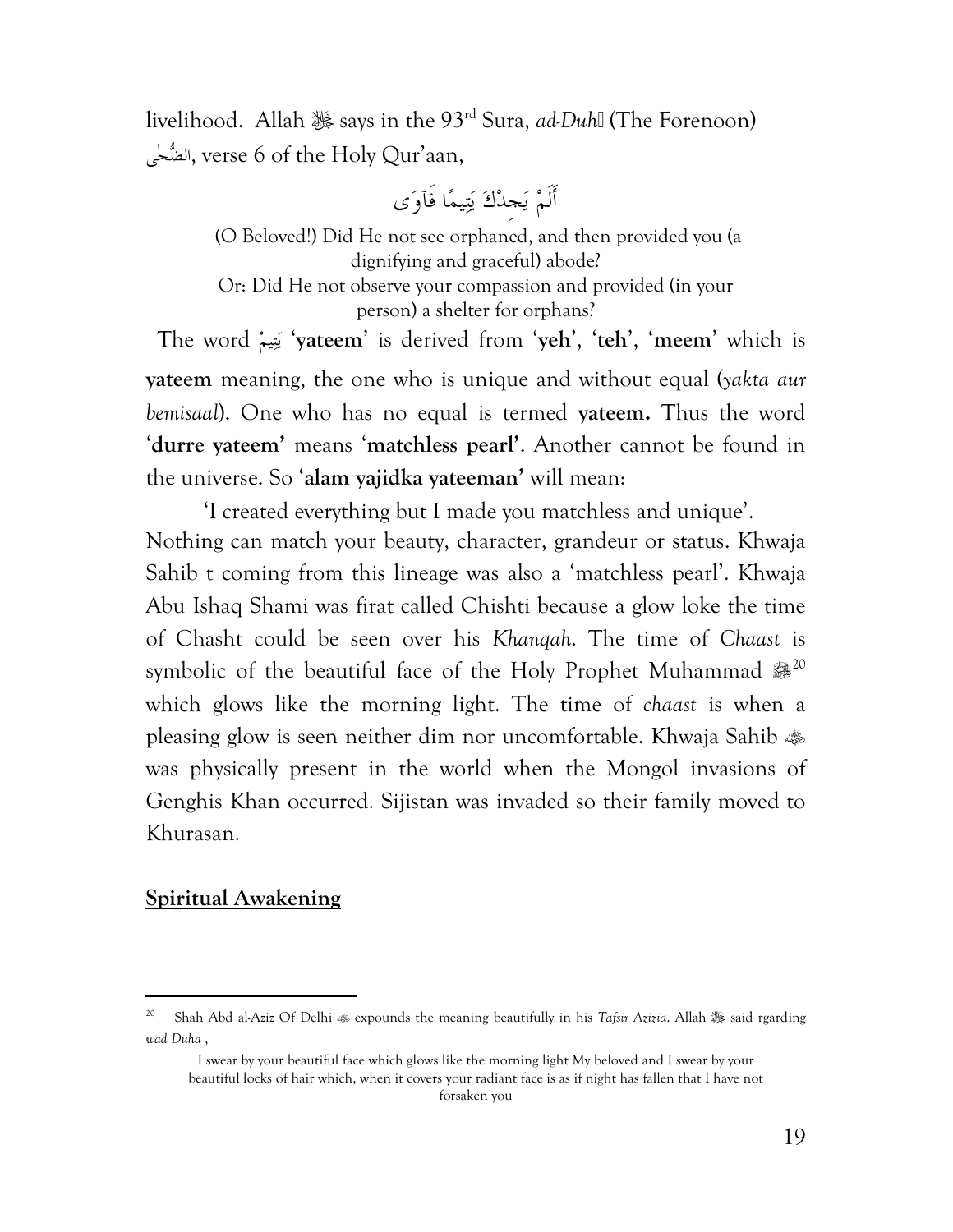livelihood. Allah ﷻ says in the 93rd Sura, *ad-Duh* (The Forenoon) الضُّحٰى, verse 6 of the Holy Qur'aan,

أَلَمْ يَجِدْكَ يَتِيمًا فَآوَى

(O Beloved!) Did He not see orphaned, and then provided you (a dignifying and graceful) abode?
Or: Did He not observe your compassion and provided (in your person) a shelter for orphans?

The word يَتِيمْ '**yateem**' is derived from '**yeh**', '**teh**', '**meem**' which is **yateem** meaning, the one who is unique and without equal (*yakta aur bemisaal*). One who has no equal is termed **yateem.** Thus the word '**durre yateem'** means '**matchless pearl'**. Another cannot be found in the universe. So '**alam yajidka yateeman'** will mean:

'I created everything but I made you matchless and unique'.

Nothing can match your beauty, character, grandeur or status. Khwaja Sahib t coming from this lineage was also a 'matchless pearl'. Khwaja Abu Ishaq Shami was firat called Chishti because a glow loke the time of Chasht could be seen over his *Khanqah*. The time of *Chaast* is symbolic of the beautiful face of the Holy Prophet Muhammad ﷺ[20] which glows like the morning light. The time of *chaast* is when a pleasing glow is seen neither dim nor uncomfortable. Khwaja Sahib ﷺ was physically present in the world when the Mongol invasions of Genghis Khan occurred. Sijistan was invaded so their family moved to Khurasan.

## Spiritual Awakening

---

[20] Shah Abd al-Aziz Of Delhi expounds the meaning beautifully in his *Tafsir Azizia*. Allah ﷻ said rgarding *wad Duha* ,

I swear by your beautiful face which glows like the morning light My beloved and I swear by your beautiful locks of hair which, when it covers your radiant face is as if night has fallen that I have not forsaken you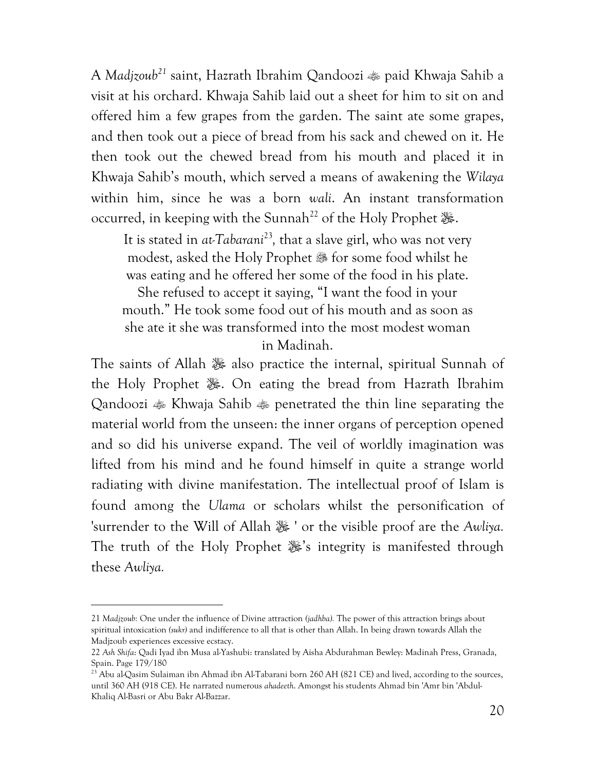A *Madjzoub*[21] saint, Hazrath Ibrahim Qandoozi ﷺ paid Khwaja Sahib a visit at his orchard. Khwaja Sahib laid out a sheet for him to sit on and offered him a few grapes from the garden. The saint ate some grapes, and then took out a piece of bread from his sack and chewed on it. He then took out the chewed bread from his mouth and placed it in Khwaja Sahib's mouth, which served a means of awakening the *Wilaya* within him, since he was a born *wali*. An instant transformation occurred, in keeping with the Sunnah[22] of the Holy Prophet ﷺ.

> It is stated in *at-Tabarani*[23], that a slave girl, who was not very modest, asked the Holy Prophet ﷺ for some food whilst he was eating and he offered her some of the food in his plate. She refused to accept it saying, "I want the food in your mouth." He took some food out of his mouth and as soon as she ate it she was transformed into the most modest woman in Madinah.

The saints of Allah ﷻ also practice the internal, spiritual Sunnah of the Holy Prophet ﷺ. On eating the bread from Hazrath Ibrahim Qandoozi ﷺ Khwaja Sahib ﷺ penetrated the thin line separating the material world from the unseen: the inner organs of perception opened and so did his universe expand. The veil of worldly imagination was lifted from his mind and he found himself in quite a strange world radiating with divine manifestation. The intellectual proof of Islam is found among the *Ulama* or scholars whilst the personification of 'surrender to the Will of Allah ﷻ ' or the visible proof are the *Awliya.* The truth of the Holy Prophet ﷺ's integrity is manifested through these *Awliya.*

---

21 *Madjzoub*: One under the influence of Divine attraction *(jadhba)*. The power of this attraction brings about spiritual intoxication *(sukr)* and indifference to all that is other than Allah. In being drawn towards Allah the Madjzoub experiences excessive ecstacy.

22 *Ash Shifa*: Qadi Iyad ibn Musa al-Yashubi: translated by Aisha Abdurahman Bewley: Madinah Press, Granada, Spain. Page 179/180

23 Abu al-Qasim Sulaiman ibn Ahmad ibn Al-Tabarani born 260 AH (821 CE) and lived, according to the sources, until 360 AH (918 CE). He narrated numerous *ahadeeth*. Amongst his students Ahmad bin 'Amr bin 'Abdul-Khaliq Al-Basri or Abu Bakr Al-Bazzar.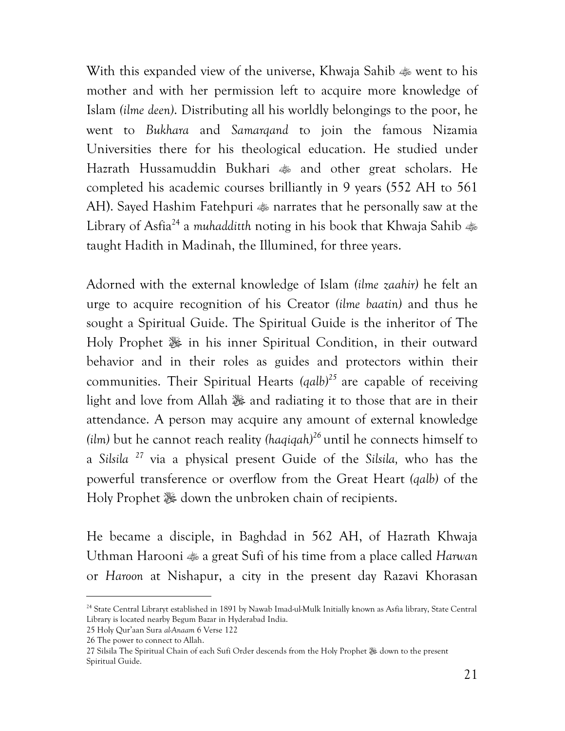With this expanded view of the universe, Khwaja Sahib ﵁ went to his mother and with her permission left to acquire more knowledge of Islam *(ilme deen)*. Distributing all his worldly belongings to the poor, he went to *Bukhara* and *Samarqand* to join the famous Nizamia Universities there for his theological education. He studied under Hazrath Hussamuddin Bukhari ﵁ and other great scholars. He completed his academic courses brilliantly in 9 years (552 AH to 561 AH). Sayed Hashim Fatehpuri ﵁ narrates that he personally saw at the Library of Asfia[24] a *muhadditth* noting in his book that Khwaja Sahib ﵁ taught Hadith in Madinah, the Illumined, for three years.

Adorned with the external knowledge of Islam *(ilme zaahir)* he felt an urge to acquire recognition of his Creator *(ilme baatin)* and thus he sought a Spiritual Guide. The Spiritual Guide is the inheritor of The Holy Prophet ﷺ in his inner Spiritual Condition, in their outward behavior and in their roles as guides and protectors within their communities. Their Spiritual Hearts *(qalb)*[25] are capable of receiving light and love from Allah ﷻ and radiating it to those that are in their attendance. A person may acquire any amount of external knowledge *(ilm)* but he cannot reach reality *(haqiqah)*[26] until he connects himself to a *Silsila* [27] via a physical present Guide of the *Silsila,* who has the powerful transference or overflow from the Great Heart *(qalb)* of the Holy Prophet ﷺ down the unbroken chain of recipients.

He became a disciple, in Baghdad in 562 AH, of Hazrath Khwaja Uthman Harooni ﵁ a great Sufi of his time from a place called *Harwan* or *Haroon* at Nishapur, a city in the present day Razavi Khorasan

---

[24] State Central Libraryt established in 1891 by Nawab Imad-ul-Mulk Initially known as Asfia library, State Central Library is located nearby Begum Bazar in Hyderabad India.

25 Holy Qur'aan Sura *al-Anaam* 6 Verse 122

26 The power to connect to Allah.

27 Silsila The Spiritual Chain of each Sufi Order descends from the Holy Prophet ﷺ down to the present Spiritual Guide.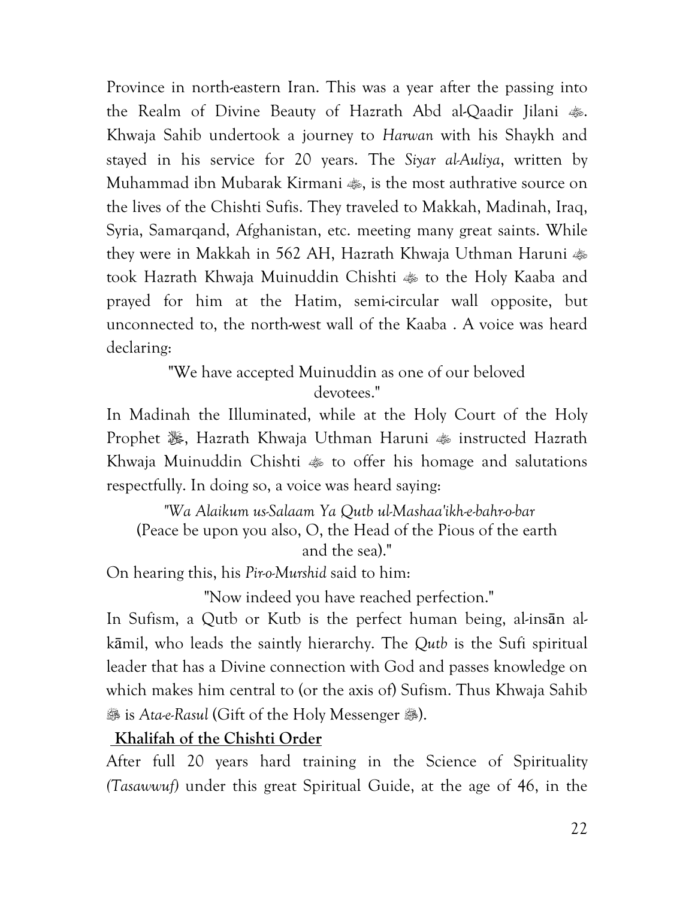Province in north-eastern Iran. This was a year after the passing into the Realm of Divine Beauty of Hazrath Abd al-Qaadir Jilani ﷺ. Khwaja Sahib undertook a journey to *Harwan* with his Shaykh and stayed in his service for 20 years. The *Siyar al-Auliya*, written by Muhammad ibn Mubarak Kirmani ﷺ, is the most authrative source on the lives of the Chishti Sufis. They traveled to Makkah, Madinah, Iraq, Syria, Samarqand, Afghanistan, etc. meeting many great saints. While they were in Makkah in 562 AH, Hazrath Khwaja Uthman Haruni ﷺ took Hazrath Khwaja Muinuddin Chishti ﷺ to the Holy Kaaba and prayed for him at the Hatim, semi-circular wall opposite, but unconnected to, the north-west wall of the Kaaba . A voice was heard declaring:

"We have accepted Muinuddin as one of our beloved devotees."

In Madinah the Illuminated, while at the Holy Court of the Holy Prophet ﷺ, Hazrath Khwaja Uthman Haruni ﷺ instructed Hazrath Khwaja Muinuddin Chishti ﷺ to offer his homage and salutations respectfully. In doing so, a voice was heard saying:

*"Wa Alaikum us-Salaam Ya Qutb ul-Mashaa'ikh-e-bahr-o-bar*
(Peace be upon you also, O, the Head of the Pious of the earth and the sea)."

On hearing this, his *Pir-o-Murshid* said to him:

"Now indeed you have reached perfection."

In Sufism, a Qutb or Kutb is the perfect human being, al-insān al-kāmil, who leads the saintly hierarchy. The *Qutb* is the Sufi spiritual leader that has a Divine connection with God and passes knowledge on which makes him central to (or the axis of) Sufism. Thus Khwaja Sahib ﷺ is *Ata-e-Rasul* (Gift of the Holy Messenger ﷺ).

**Khalifah of the Chishti Order**

After full 20 years hard training in the Science of Spirituality *(Tasawwuf)* under this great Spiritual Guide, at the age of 46, in the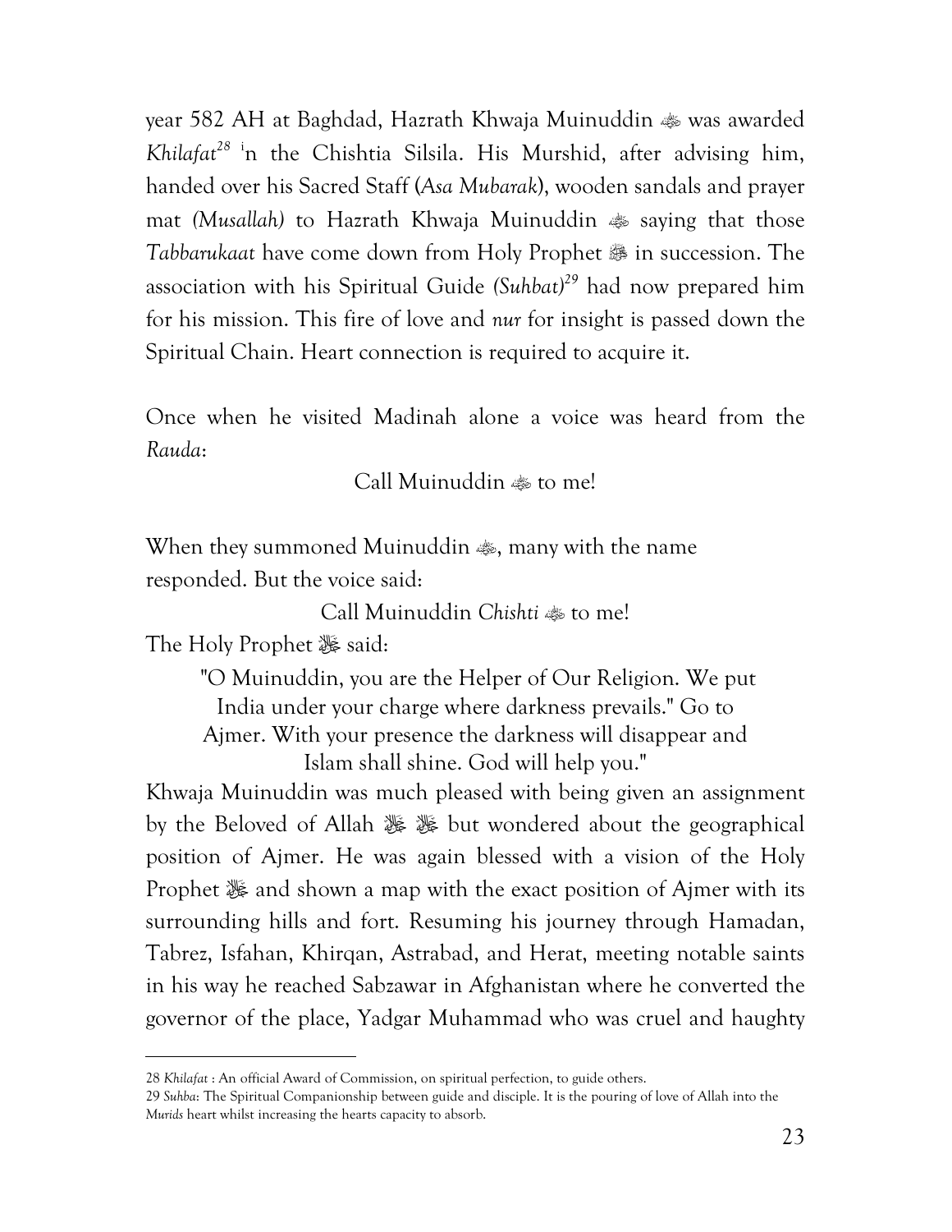year 582 AH at Baghdad, Hazrath Khwaja Muinuddin ﷺ was awarded *Khilafat*[28] in the Chishtia Silsila. His Murshid, after advising him, handed over his Sacred Staff (*Asa Mubarak*), wooden sandals and prayer mat *(Musallah)* to Hazrath Khwaja Muinuddin ﷺ saying that those *Tabbarukaat* have come down from Holy Prophet ﷺ in succession. The association with his Spiritual Guide *(Suhbat)*[29] had now prepared him for his mission. This fire of love and *nur* for insight is passed down the Spiritual Chain. Heart connection is required to acquire it.

Once when he visited Madinah alone a voice was heard from the *Rauda*:

Call Muinuddin ﷺ to me!

When they summoned Muinuddin ﷺ, many with the name responded. But the voice said:

Call Muinuddin *Chishti* ﷺ to me!

The Holy Prophet ﷺ said:

"O Muinuddin, you are the Helper of Our Religion. We put India under your charge where darkness prevails." Go to Ajmer. With your presence the darkness will disappear and Islam shall shine. God will help you."

Khwaja Muinuddin was much pleased with being given an assignment by the Beloved of Allah ﷺ ﷺ but wondered about the geographical position of Ajmer. He was again blessed with a vision of the Holy Prophet ﷺ and shown a map with the exact position of Ajmer with its surrounding hills and fort. Resuming his journey through Hamadan, Tabrez, Isfahan, Khirqan, Astrabad, and Herat, meeting notable saints in his way he reached Sabzawar in Afghanistan where he converted the governor of the place, Yadgar Muhammad who was cruel and haughty

---

28 *Khilafat* : An official Award of Commission, on spiritual perfection, to guide others.

29 *Suhba*: The Spiritual Companionship between guide and disciple. It is the pouring of love of Allah into the *Murids* heart whilst increasing the hearts capacity to absorb.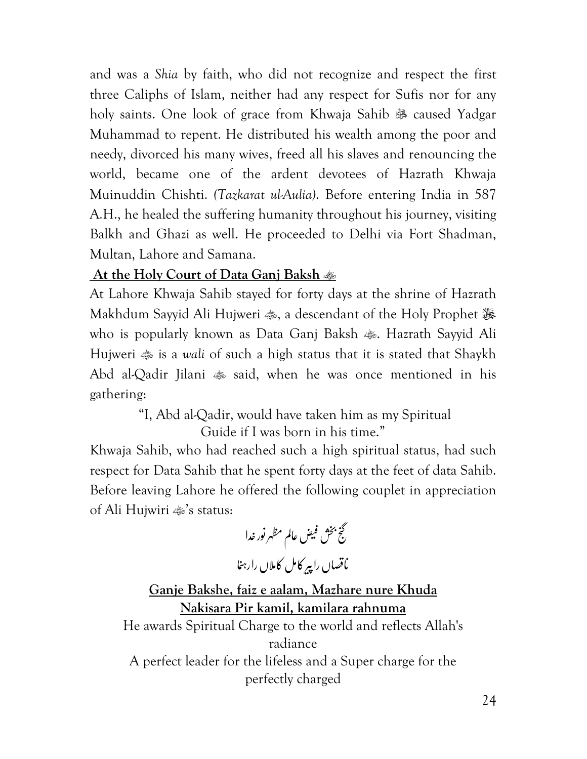and was a *Shia* by faith, who did not recognize and respect the first three Caliphs of Islam, neither had any respect for Sufis nor for any holy saints. One look of grace from Khwaja Sahib ﷺ caused Yadgar Muhammad to repent. He distributed his wealth among the poor and needy, divorced his many wives, freed all his slaves and renouncing the world, became one of the ardent devotees of Hazrath Khwaja Muinuddin Chishti. *(Tazkarat ul-Aulia).* Before entering India in 587 A.H., he healed the suffering humanity throughout his journey, visiting Balkh and Ghazi as well. He proceeded to Delhi via Fort Shadman, Multan, Lahore and Samana.

## At the Holy Court of Data Ganj Baksh ؓ

At Lahore Khwaja Sahib stayed for forty days at the shrine of Hazrath Makhdum Sayyid Ali Hujweri ؓ, a descendant of the Holy Prophet ﷺ who is popularly known as Data Ganj Baksh ؓ. Hazrath Sayyid Ali Hujweri ؓ is a *wali* of such a high status that it is stated that Shaykh Abd al-Qadir Jilani ؓ said, when he was once mentioned in his gathering:

"I, Abd al-Qadir, would have taken him as my Spiritual Guide if I was born in his time."

Khwaja Sahib, who had reached such a high spiritual status, had such respect for Data Sahib that he spent forty days at the feet of data Sahib. Before leaving Lahore he offered the following couplet in appreciation of Ali Hujwiri ؓ's status:

گنج بخش فیض عالم مظہر نور خدا

ناقصاں را پیر کامل کاملاں را رہنما

**Ganje Bakshe, faiz e aalam, Mazhare nure Khuda**

**Nakisara Pir kamil, kamilara rahnuma**

He awards Spiritual Charge to the world and reflects Allah's radiance

A perfect leader for the lifeless and a Super charge for the perfectly charged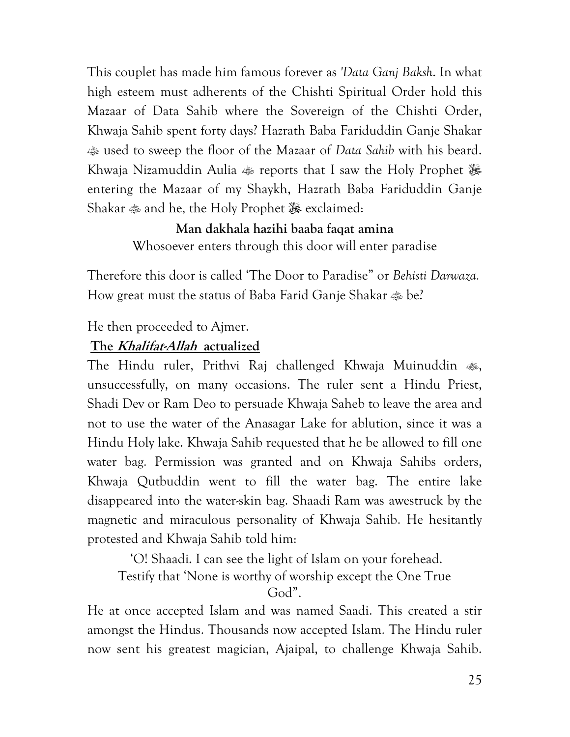This couplet has made him famous forever as *'Data Ganj Baksh*. In what high esteem must adherents of the Chishti Spiritual Order hold this Mazaar of Data Sahib where the Sovereign of the Chishti Order, Khwaja Sahib spent forty days? Hazrath Baba Fariduddin Ganje Shakar ؓ used to sweep the floor of the Mazaar of *Data Sahib* with his beard. Khwaja Nizamuddin Aulia ؓ reports that I saw the Holy Prophet ﷺ entering the Mazaar of my Shaykh, Hazrath Baba Fariduddin Ganje Shakar ؓ and he, the Holy Prophet ﷺ exclaimed:

**Man dakhala hazihi baaba faqat amina**
Whosoever enters through this door will enter paradise

Therefore this door is called 'The Door to Paradise" or *Behisti Darwaza.* How great must the status of Baba Farid Ganje Shakar ؓ be?

He then proceeded to Ajmer.

## The *Khalifat-Allah* actualized

The Hindu ruler, Prithvi Raj challenged Khwaja Muinuddin ؓ, unsuccessfully, on many occasions. The ruler sent a Hindu Priest, Shadi Dev or Ram Deo to persuade Khwaja Saheb to leave the area and not to use the water of the Anasagar Lake for ablution, since it was a Hindu Holy lake. Khwaja Sahib requested that he be allowed to fill one water bag. Permission was granted and on Khwaja Sahibs orders, Khwaja Qutbuddin went to fill the water bag. The entire lake disappeared into the water-skin bag. Shaadi Ram was awestruck by the magnetic and miraculous personality of Khwaja Sahib. He hesitantly protested and Khwaja Sahib told him:

'O! Shaadi. I can see the light of Islam on your forehead.
Testify that 'None is worthy of worship except the One True God".

He at once accepted Islam and was named Saadi. This created a stir amongst the Hindus. Thousands now accepted Islam. The Hindu ruler now sent his greatest magician, Ajaipal, to challenge Khwaja Sahib.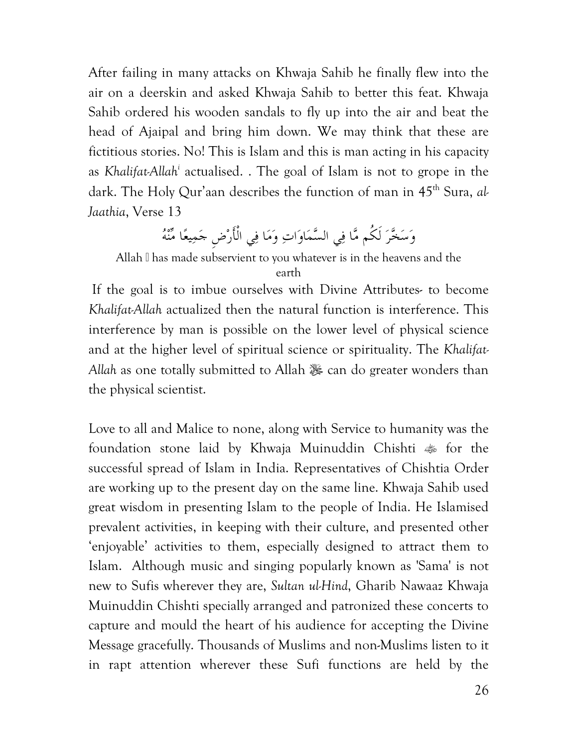After failing in many attacks on Khwaja Sahib he finally flew into the air on a deerskin and asked Khwaja Sahib to better this feat. Khwaja Sahib ordered his wooden sandals to fly up into the air and beat the head of Ajaipal and bring him down. We may think that these are fictitious stories. No! This is Islam and this is man acting in his capacity as *Khalifat-Allah*[i] actualised. . The goal of Islam is not to grope in the dark. The Holy Qur'aan describes the function of man in 45th Sura, *al-Jaathia*, Verse 13

وَسَخَّرَ لَكُم مَّا فِي السَّمَاوَاتِ وَمَا فِي الْأَرْضِ جَمِيعًا مِّنْهُ

Allah ﷻ has made subservient to you whatever is in the heavens and the earth

If the goal is to imbue ourselves with Divine Attributes- to become *Khalifat-Allah* actualized then the natural function is interference. This interference by man is possible on the lower level of physical science and at the higher level of spiritual science or spirituality. The *Khalifat-Allah* as one totally submitted to Allah ﷻ can do greater wonders than the physical scientist.

Love to all and Malice to none, along with Service to humanity was the foundation stone laid by Khwaja Muinuddin Chishti ؓ for the successful spread of Islam in India. Representatives of Chishtia Order are working up to the present day on the same line. Khwaja Sahib used great wisdom in presenting Islam to the people of India. He Islamised prevalent activities, in keeping with their culture, and presented other 'enjoyable' activities to them, especially designed to attract them to Islam. Although music and singing popularly known as 'Sama' is not new to Sufis wherever they are, *Sultan ul-Hind*, Gharib Nawaaz Khwaja Muinuddin Chishti specially arranged and patronized these concerts to capture and mould the heart of his audience for accepting the Divine Message gracefully. Thousands of Muslims and non-Muslims listen to it in rapt attention wherever these Sufi functions are held by the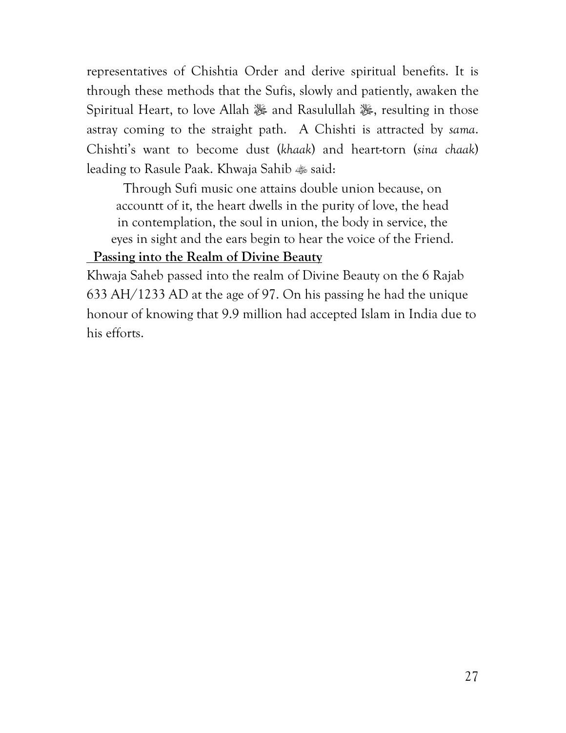representatives of Chishtia Order and derive spiritual benefits. It is through these methods that the Sufis, slowly and patiently, awaken the Spiritual Heart, to love Allah ﷻ and Rasulullah ﷺ, resulting in those astray coming to the straight path. A Chishti is attracted by *sama*. Chishti's want to become dust (*khaak*) and heart-torn (*sina chaak*) leading to Rasule Paak. Khwaja Sahib ؓ said:

> Through Sufi music one attains double union because, on accountt of it, the heart dwells in the purity of love, the head in contemplation, the soul in union, the body in service, the eyes in sight and the ears begin to hear the voice of the Friend.

**Passing into the Realm of Divine Beauty**

Khwaja Saheb passed into the realm of Divine Beauty on the 6 Rajab 633 AH/1233 AD at the age of 97. On his passing he had the unique honour of knowing that 9.9 million had accepted Islam in India due to his efforts.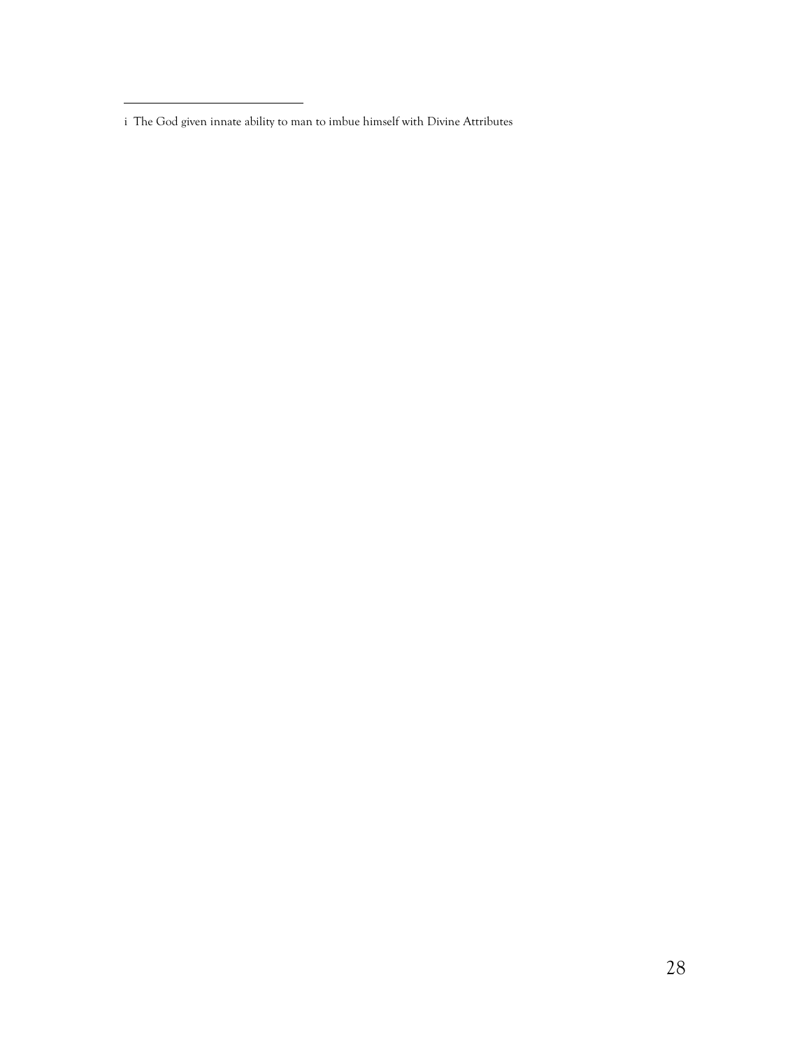i The God given innate ability to man to imbue himself with Divine Attributes